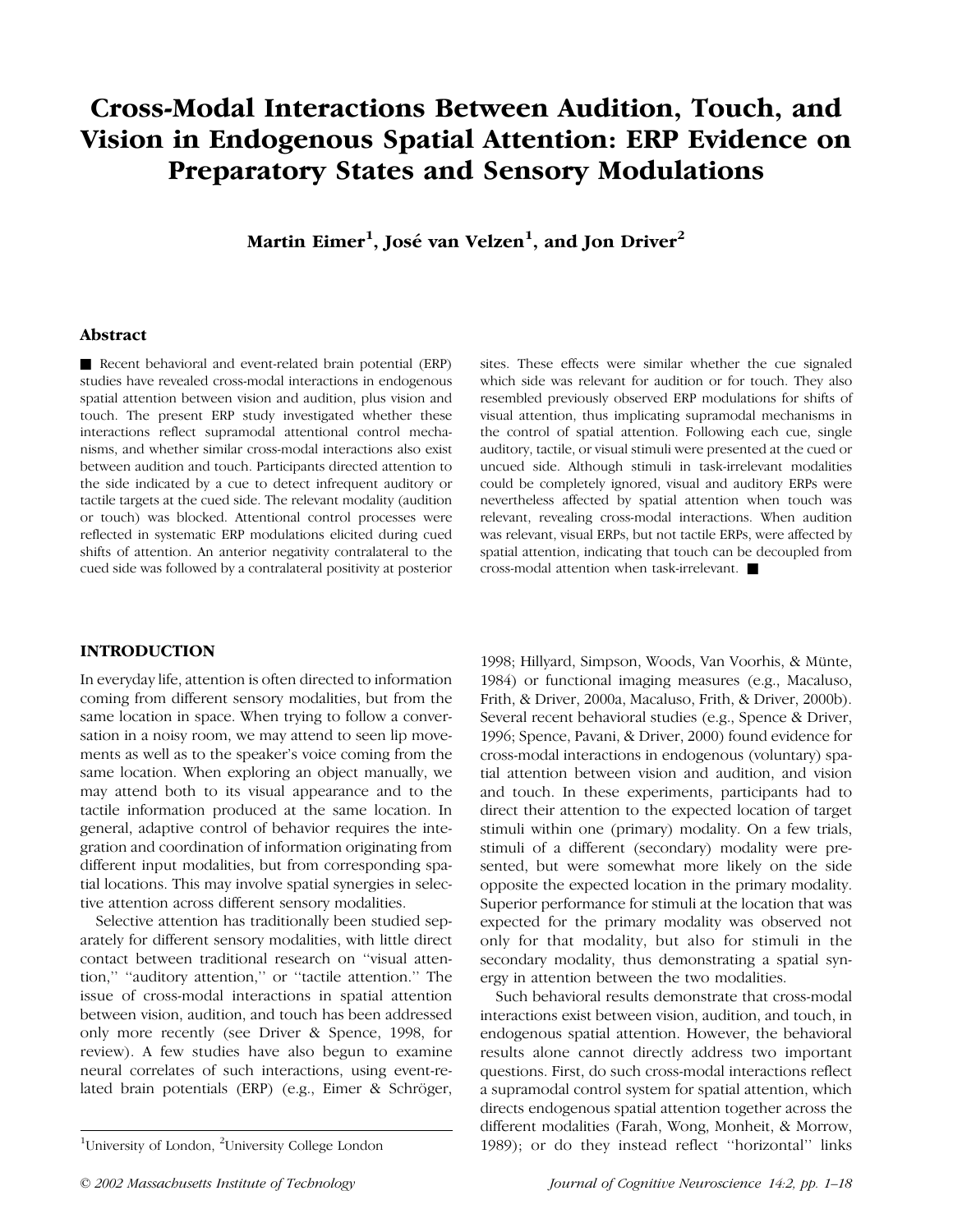# Cross-Modal Interactions Between Audition, Touch, and Vision in Endogenous Spatial Attention: ERP Evidence on Preparatory States and Sensory Modulations

**Martin Eimer[1], José van Velzen[1], and Jon Driver[2]**

## Abstract

■ Recent behavioral and event-related brain potential (ERP) studies have revealed cross-modal interactions in endogenous spatial attention between vision and audition, plus vision and touch. The present ERP study investigated whether these interactions reflect supramodal attentional control mechanisms, and whether similar cross-modal interactions also exist between audition and touch. Participants directed attention to the side indicated by a cue to detect infrequent auditory or tactile targets at the cued side. The relevant modality (audition or touch) was blocked. Attentional control processes were reflected in systematic ERP modulations elicited during cued shifts of attention. An anterior negativity contralateral to the cued side was followed by a contralateral positivity at posterior sites. These effects were similar whether the cue signaled which side was relevant for audition or for touch. They also resembled previously observed ERP modulations for shifts of visual attention, thus implicating supramodal mechanisms in the control of spatial attention. Following each cue, single auditory, tactile, or visual stimuli were presented at the cued or uncued side. Although stimuli in task-irrelevant modalities could be completely ignored, visual and auditory ERPs were nevertheless affected by spatial attention when touch was relevant, revealing cross-modal interactions. When audition was relevant, visual ERPs, but not tactile ERPs, were affected by spatial attention, indicating that touch can be decoupled from cross-modal attention when task-irrelevant. ■

## INTRODUCTION

In everyday life, attention is often directed to information coming from different sensory modalities, but from the same location in space. When trying to follow a conversation in a noisy room, we may attend to seen lip movements as well as to the speaker's voice coming from the same location. When exploring an object manually, we may attend both to its visual appearance and to the tactile information produced at the same location. In general, adaptive control of behavior requires the integration and coordination of information originating from different input modalities, but from corresponding spatial locations. This may involve spatial synergies in selective attention across different sensory modalities.

Selective attention has traditionally been studied separately for different sensory modalities, with little direct contact between traditional research on "visual attention," "auditory attention," or "tactile attention." The issue of cross-modal interactions in spatial attention between vision, audition, and touch has been addressed only more recently (see Driver & Spence, 1998, for review). A few studies have also begun to examine neural correlates of such interactions, using event-related brain potentials (ERP) (e.g., Eimer & Schröger, 1998; Hillyard, Simpson, Woods, Van Voorhis, & Münte, 1984) or functional imaging measures (e.g., Macaluso, Frith, & Driver, 2000a, Macaluso, Frith, & Driver, 2000b). Several recent behavioral studies (e.g., Spence & Driver, 1996; Spence, Pavani, & Driver, 2000) found evidence for cross-modal interactions in endogenous (voluntary) spatial attention between vision and audition, and vision and touch. In these experiments, participants had to direct their attention to the expected location of target stimuli within one (primary) modality. On a few trials, stimuli of a different (secondary) modality were presented, but were somewhat more likely on the side opposite the expected location in the primary modality. Superior performance for stimuli at the location that was expected for the primary modality was observed not only for that modality, but also for stimuli in the secondary modality, thus demonstrating a spatial synergy in attention between the two modalities.

Such behavioral results demonstrate that cross-modal interactions exist between vision, audition, and touch, in endogenous spatial attention. However, the behavioral results alone cannot directly address two important questions. First, do such cross-modal interactions reflect a supramodal control system for spatial attention, which directs endogenous spatial attention together across the different modalities (Farah, Wong, Monheit, & Morrow, 1989); or do they instead reflect "horizontal" links

[1]University of London, [2]University College London

© 2002 Massachusetts Institute of Technology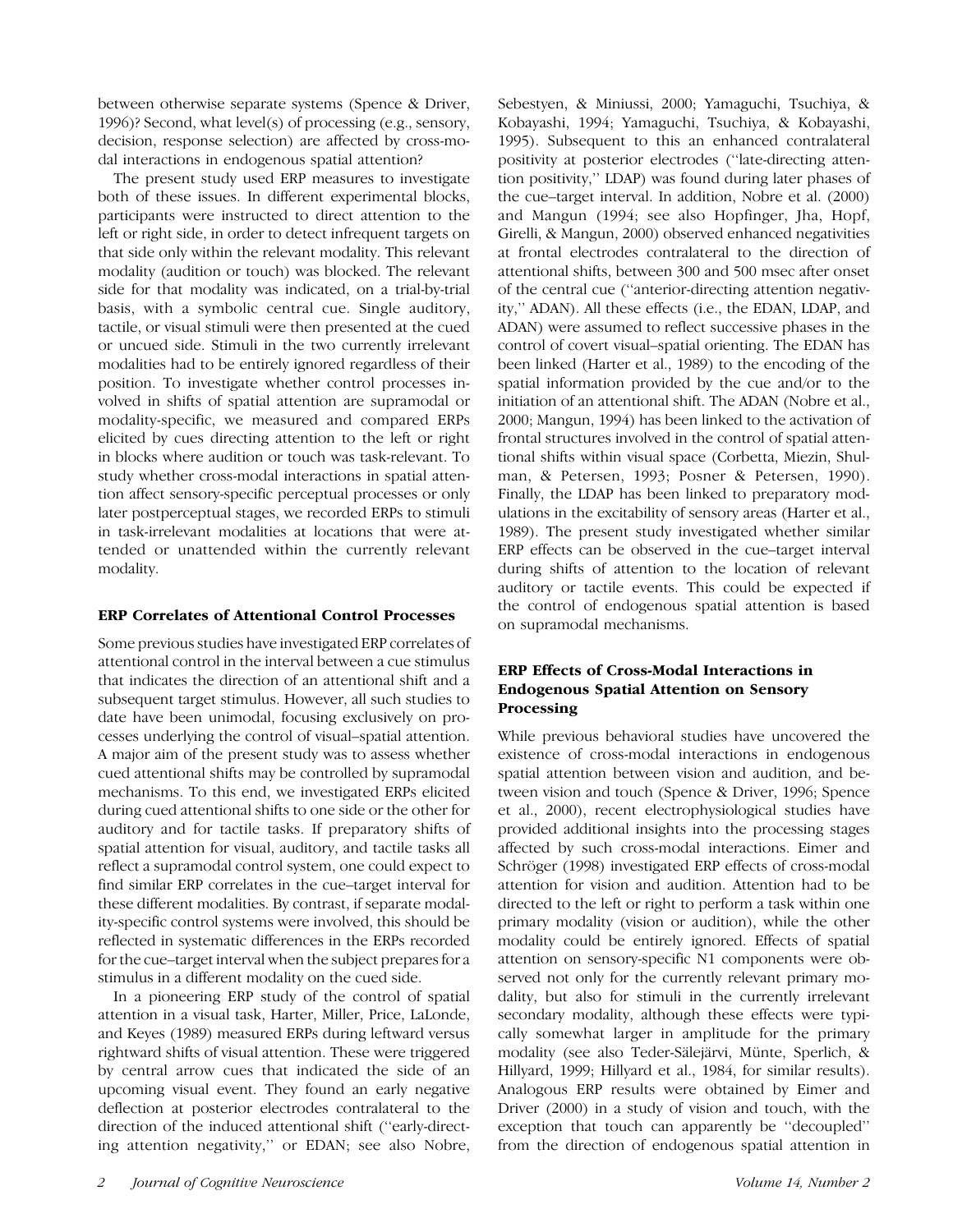between otherwise separate systems (Spence & Driver, 1996)? Second, what level(s) of processing (e.g., sensory, decision, response selection) are affected by cross-modal interactions in endogenous spatial attention?

The present study used ERP measures to investigate both of these issues. In different experimental blocks, participants were instructed to direct attention to the left or right side, in order to detect infrequent targets on that side only within the relevant modality. This relevant modality (audition or touch) was blocked. The relevant side for that modality was indicated, on a trial-by-trial basis, with a symbolic central cue. Single auditory, tactile, or visual stimuli were then presented at the cued or uncued side. Stimuli in the two currently irrelevant modalities had to be entirely ignored regardless of their position. To investigate whether control processes involved in shifts of spatial attention are supramodal or modality-specific, we measured and compared ERPs elicited by cues directing attention to the left or right in blocks where audition or touch was task-relevant. To study whether cross-modal interactions in spatial attention affect sensory-specific perceptual processes or only later postperceptual stages, we recorded ERPs to stimuli in task-irrelevant modalities at locations that were attended or unattended within the currently relevant modality.

### ERP Correlates of Attentional Control Processes

Some previous studies have investigated ERP correlates of attentional control in the interval between a cue stimulus that indicates the direction of an attentional shift and a subsequent target stimulus. However, all such studies to date have been unimodal, focusing exclusively on processes underlying the control of visual–spatial attention. A major aim of the present study was to assess whether cued attentional shifts may be controlled by supramodal mechanisms. To this end, we investigated ERPs elicited during cued attentional shifts to one side or the other for auditory and for tactile tasks. If preparatory shifts of spatial attention for visual, auditory, and tactile tasks all reflect a supramodal control system, one could expect to find similar ERP correlates in the cue–target interval for these different modalities. By contrast, if separate modality-specific control systems were involved, this should be reflected in systematic differences in the ERPs recorded for the cue–target interval when the subject prepares for a stimulus in a different modality on the cued side.

In a pioneering ERP study of the control of spatial attention in a visual task, Harter, Miller, Price, LaLonde, and Keyes (1989) measured ERPs during leftward versus rightward shifts of visual attention. These were triggered by central arrow cues that indicated the side of an upcoming visual event. They found an early negative deflection at posterior electrodes contralateral to the direction of the induced attentional shift (''early-directing attention negativity,'' or EDAN; see also Nobre, Sebestyen, & Miniussi, 2000; Yamaguchi, Tsuchiya, & Kobayashi, 1994; Yamaguchi, Tsuchiya, & Kobayashi, 1995). Subsequent to this an enhanced contralateral positivity at posterior electrodes (''late-directing attention positivity,'' LDAP) was found during later phases of the cue–target interval. In addition, Nobre et al. (2000) and Mangun (1994; see also Hopfinger, Jha, Hopf, Girelli, & Mangun, 2000) observed enhanced negativities at frontal electrodes contralateral to the direction of attentional shifts, between 300 and 500 msec after onset of the central cue (''anterior-directing attention negativity,'' ADAN). All these effects (i.e., the EDAN, LDAP, and ADAN) were assumed to reflect successive phases in the control of covert visual–spatial orienting. The EDAN has been linked (Harter et al., 1989) to the encoding of the spatial information provided by the cue and/or to the initiation of an attentional shift. The ADAN (Nobre et al., 2000; Mangun, 1994) has been linked to the activation of frontal structures involved in the control of spatial attentional shifts within visual space (Corbetta, Miezin, Shulman, & Petersen, 1993; Posner & Petersen, 1990). Finally, the LDAP has been linked to preparatory modulations in the excitability of sensory areas (Harter et al., 1989). The present study investigated whether similar ERP effects can be observed in the cue–target interval during shifts of attention to the location of relevant auditory or tactile events. This could be expected if the control of endogenous spatial attention is based on supramodal mechanisms.

### ERP Effects of Cross-Modal Interactions in Endogenous Spatial Attention on Sensory Processing

While previous behavioral studies have uncovered the existence of cross-modal interactions in endogenous spatial attention between vision and audition, and between vision and touch (Spence & Driver, 1996; Spence et al., 2000), recent electrophysiological studies have provided additional insights into the processing stages affected by such cross-modal interactions. Eimer and Schröger (1998) investigated ERP effects of cross-modal attention for vision and audition. Attention had to be directed to the left or right to perform a task within one primary modality (vision or audition), while the other modality could be entirely ignored. Effects of spatial attention on sensory-specific N1 components were observed not only for the currently relevant primary modality, but also for stimuli in the currently irrelevant secondary modality, although these effects were typically somewhat larger in amplitude for the primary modality (see also Teder-Sälejärvi, Münte, Sperlich, & Hillyard, 1999; Hillyard et al., 1984, for similar results). Analogous ERP results were obtained by Eimer and Driver (2000) in a study of vision and touch, with the exception that touch can apparently be ''decoupled'' from the direction of endogenous spatial attention in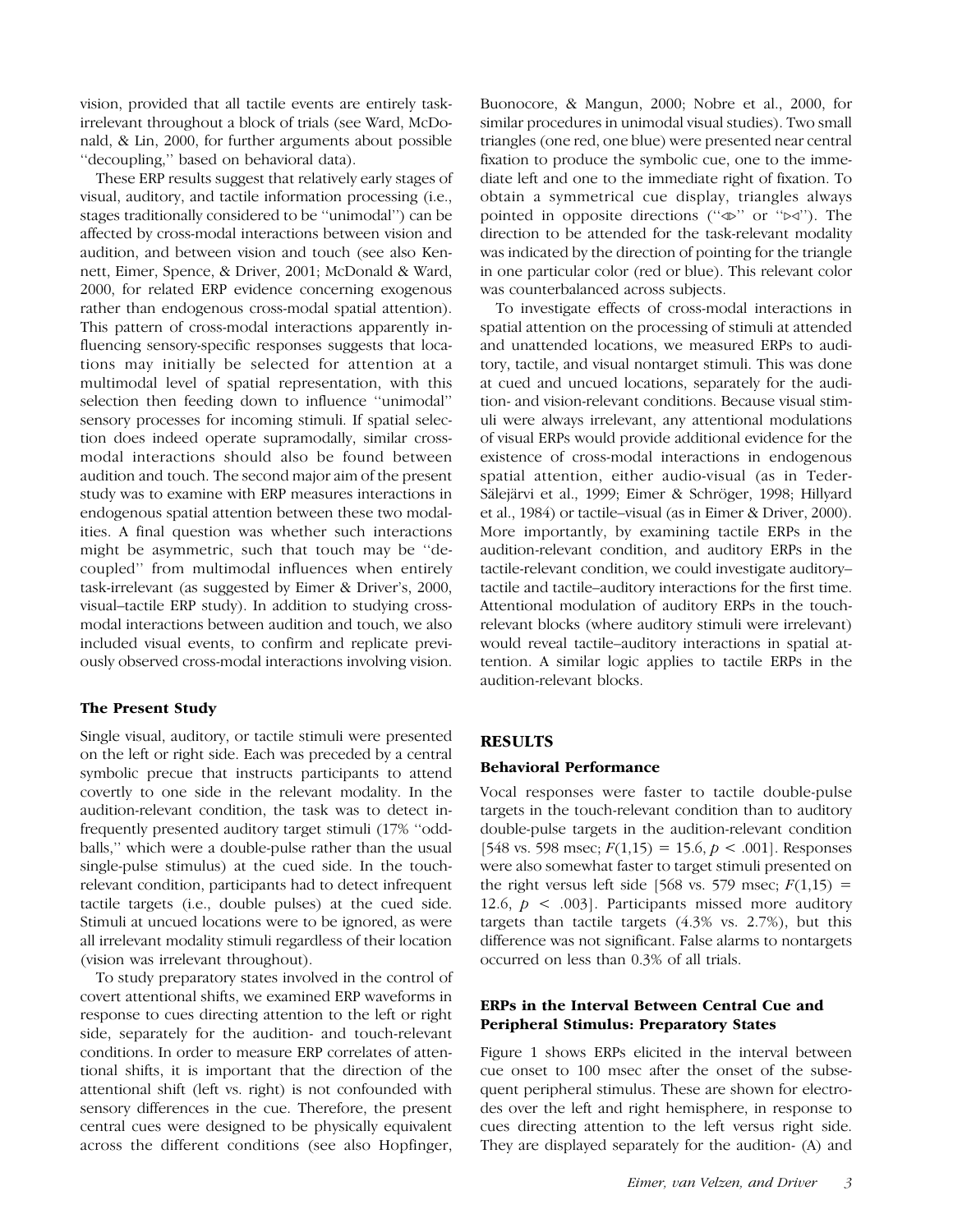vision, provided that all tactile events are entirely task-irrelevant throughout a block of trials (see Ward, McDonald, & Lin, 2000, for further arguments about possible ''decoupling,'' based on behavioral data).

These ERP results suggest that relatively early stages of visual, auditory, and tactile information processing (i.e., stages traditionally considered to be ''unimodal'') can be affected by cross-modal interactions between vision and audition, and between vision and touch (see also Kennett, Eimer, Spence, & Driver, 2001; McDonald & Ward, 2000, for related ERP evidence concerning exogenous rather than endogenous cross-modal spatial attention). This pattern of cross-modal interactions apparently influencing sensory-specific responses suggests that locations may initially be selected for attention at a multimodal level of spatial representation, with this selection then feeding down to influence ''unimodal'' sensory processes for incoming stimuli. If spatial selection does indeed operate supramodally, similar cross-modal interactions should also be found between audition and touch. The second major aim of the present study was to examine with ERP measures interactions in endogenous spatial attention between these two modalities. A final question was whether such interactions might be asymmetric, such that touch may be ''decoupled'' from multimodal influences when entirely task-irrelevant (as suggested by Eimer & Driver's, 2000, visual–tactile ERP study). In addition to studying cross-modal interactions between audition and touch, we also included visual events, to confirm and replicate previously observed cross-modal interactions involving vision.

## The Present Study

Single visual, auditory, or tactile stimuli were presented on the left or right side. Each was preceded by a central symbolic precue that instructs participants to attend covertly to one side in the relevant modality. In the audition-relevant condition, the task was to detect infrequently presented auditory target stimuli (17% ''oddballs,'' which were a double-pulse rather than the usual single-pulse stimulus) at the cued side. In the touch-relevant condition, participants had to detect infrequent tactile targets (i.e., double pulses) at the cued side. Stimuli at uncued locations were to be ignored, as were all irrelevant modality stimuli regardless of their location (vision was irrelevant throughout).

To study preparatory states involved in the control of covert attentional shifts, we examined ERP waveforms in response to cues directing attention to the left or right side, separately for the audition- and touch-relevant conditions. In order to measure ERP correlates of attentional shifts, it is important that the direction of the attentional shift (left vs. right) is not confounded with sensory differences in the cue. Therefore, the present central cues were designed to be physically equivalent across the different conditions (see also Hopfinger, Buonocore, & Mangun, 2000; Nobre et al., 2000, for similar procedures in unimodal visual studies). Two small triangles (one red, one blue) were presented near central fixation to produce the symbolic cue, one to the immediate left and one to the immediate right of fixation. To obtain a symmetrical cue display, triangles always pointed in opposite directions (''◁▷'' or ''▷◁''). The direction to be attended for the task-relevant modality was indicated by the direction of pointing for the triangle in one particular color (red or blue). This relevant color was counterbalanced across subjects.

To investigate effects of cross-modal interactions in spatial attention on the processing of stimuli at attended and unattended locations, we measured ERPs to auditory, tactile, and visual nontarget stimuli. This was done at cued and uncued locations, separately for the audition- and vision-relevant conditions. Because visual stimuli were always irrelevant, any attentional modulations of visual ERPs would provide additional evidence for the existence of cross-modal interactions in endogenous spatial attention, either audio-visual (as in Teder-Sälejärvi et al., 1999; Eimer & Schröger, 1998; Hillyard et al., 1984) or tactile–visual (as in Eimer & Driver, 2000). More importantly, by examining tactile ERPs in the audition-relevant condition, and auditory ERPs in the tactile-relevant condition, we could investigate auditory–tactile and tactile–auditory interactions for the first time. Attentional modulation of auditory ERPs in the touch-relevant blocks (where auditory stimuli were irrelevant) would reveal tactile–auditory interactions in spatial attention. A similar logic applies to tactile ERPs in the audition-relevant blocks.

# RESULTS

## Behavioral Performance

Vocal responses were faster to tactile double-pulse targets in the touch-relevant condition than to auditory double-pulse targets in the audition-relevant condition [548 vs. 598 msec; $F(1,15) = 15.6$, $p < .001$]. Responses were also somewhat faster to target stimuli presented on the right versus left side [568 vs. 579 msec; $F(1,15) = 12.6$, $p < .003$]. Participants missed more auditory targets than tactile targets (4.3% vs. 2.7%), but this difference was not significant. False alarms to nontargets occurred on less than 0.3% of all trials.

## ERPs in the Interval Between Central Cue and Peripheral Stimulus: Preparatory States

Figure 1 shows ERPs elicited in the interval between cue onset to 100 msec after the onset of the subsequent peripheral stimulus. These are shown for electrodes over the left and right hemisphere, in response to cues directing attention to the left versus right side. They are displayed separately for the audition- (A) and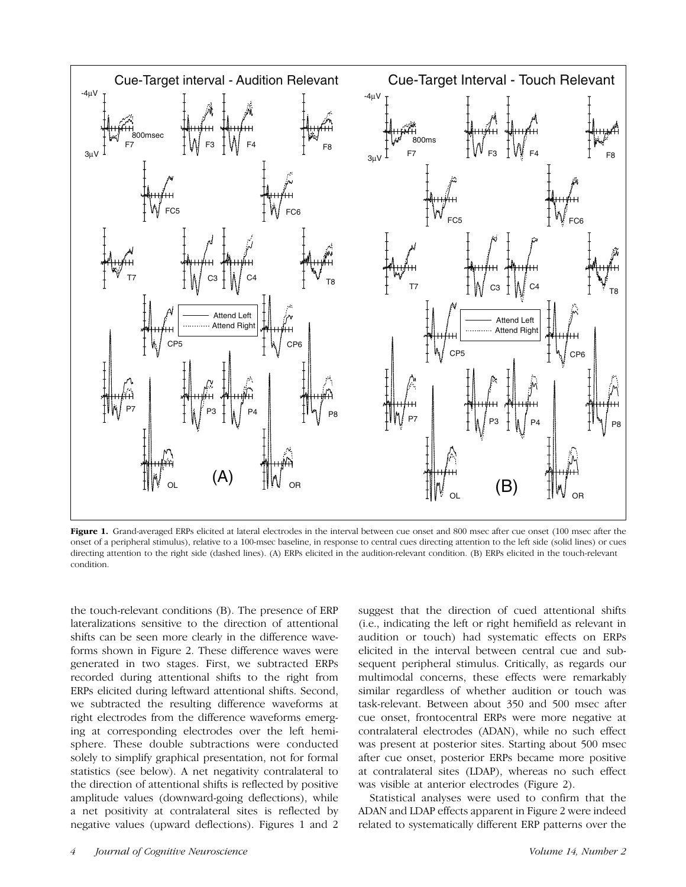**Figure 1.** Grand-averaged ERPs elicited at lateral electrodes in the interval between cue onset and 800 msec after cue onset (100 msec after the onset of a peripheral stimulus), relative to a 100-msec baseline, in response to central cues directing attention to the left side (solid lines) or cues directing attention to the right side (dashed lines). (A) ERPs elicited in the audition-relevant condition. (B) ERPs elicited in the touch-relevant condition.

the touch-relevant conditions (B). The presence of ERP lateralizations sensitive to the direction of attentional shifts can be seen more clearly in the difference waveforms shown in Figure 2. These difference waves were generated in two stages. First, we subtracted ERPs recorded during attentional shifts to the right from ERPs elicited during leftward attentional shifts. Second, we subtracted the resulting difference waveforms at right electrodes from the difference waveforms emerging at corresponding electrodes over the left hemisphere. These double subtractions were conducted solely to simplify graphical presentation, not for formal statistics (see below). A net negativity contralateral to the direction of attentional shifts is reflected by positive amplitude values (downward-going deflections), while a net positivity at contralateral sites is reflected by negative values (upward deflections). Figures 1 and 2 suggest that the direction of cued attentional shifts (i.e., indicating the left or right hemifield as relevant in audition or touch) had systematic effects on ERPs elicited in the interval between central cue and subsequent peripheral stimulus. Critically, as regards our multimodal concerns, these effects were remarkably similar regardless of whether audition or touch was task-relevant. Between about 350 and 500 msec after cue onset, frontocentral ERPs were more negative at contralateral electrodes (ADAN), while no such effect was present at posterior sites. Starting about 500 msec after cue onset, posterior ERPs became more positive at contralateral sites (LDAP), whereas no such effect was visible at anterior electrodes (Figure 2).

Statistical analyses were used to confirm that the ADAN and LDAP effects apparent in Figure 2 were indeed related to systematically different ERP patterns over the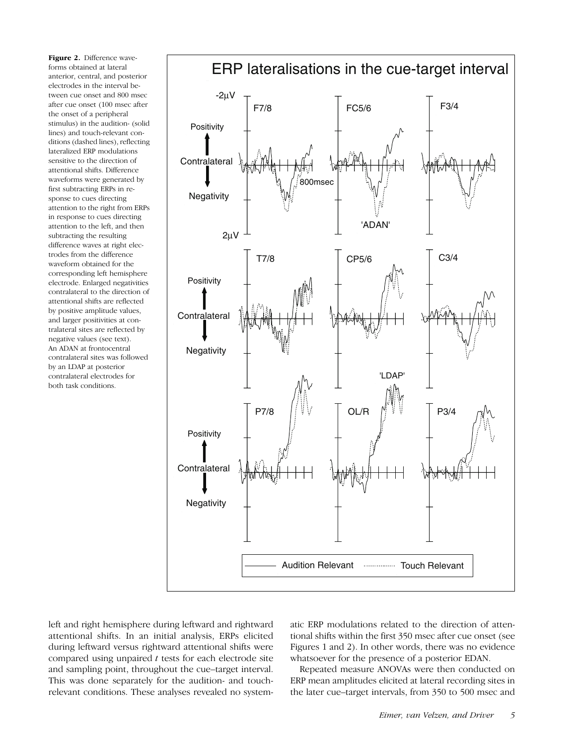**Figure 2.** Difference waveforms obtained at lateral anterior, central, and posterior electrodes in the interval between cue onset and 800 msec after cue onset (100 msec after the onset of a peripheral stimulus) in the audition- (solid lines) and touch-relevant conditions (dashed lines), reflecting lateralized ERP modulations sensitive to the direction of attentional shifts. Difference waveforms were generated by first subtracting ERPs in response to cues directing attention to the right from ERPs in response to cues directing attention to the left, and then subtracting the resulting difference waves at right electrodes from the difference waveform obtained for the corresponding left hemisphere electrode. Enlarged negativities contralateral to the direction of attentional shifts are reflected by positive amplitude values, and larger positivities at contralateral sites are reflected by negative values (see text). An ADAN at frontocentral contralateral sites was followed by an LDAP at posterior contralateral electrodes for both task conditions.

left and right hemisphere during leftward and rightward attentional shifts. In an initial analysis, ERPs elicited during leftward versus rightward attentional shifts were compared using unpaired $t$ tests for each electrode site and sampling point, throughout the cue–target interval. This was done separately for the audition- and touch-relevant conditions. These analyses revealed no systematic ERP modulations related to the direction of attentional shifts within the first 350 msec after cue onset (see Figures 1 and 2). In other words, there was no evidence whatsoever for the presence of a posterior EDAN.

Repeated measure ANOVAs were then conducted on ERP mean amplitudes elicited at lateral recording sites in the later cue–target intervals, from 350 to 500 msec and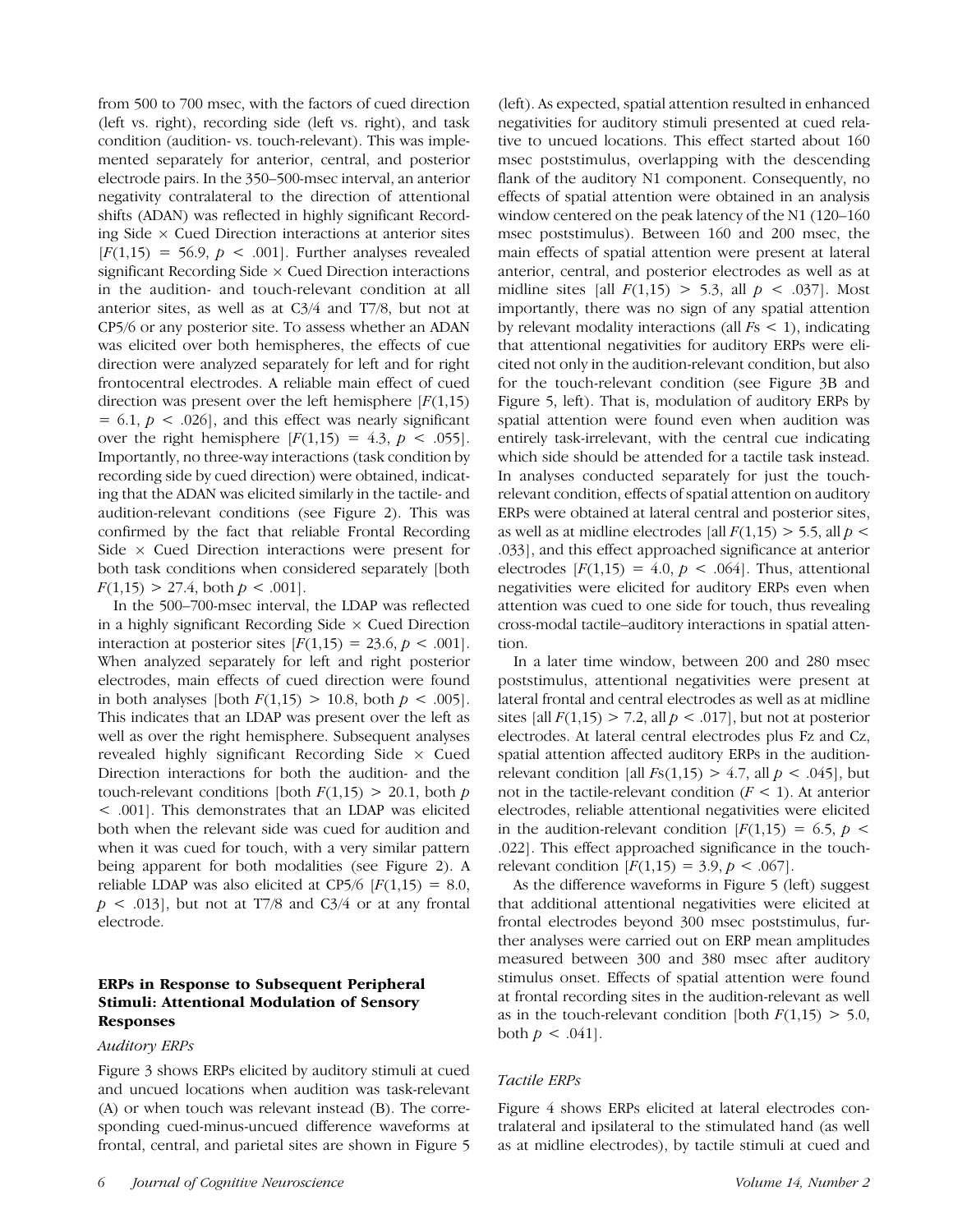from 500 to 700 msec, with the factors of cued direction (left vs. right), recording side (left vs. right), and task condition (audition- vs. touch-relevant). This was implemented separately for anterior, central, and posterior electrode pairs. In the 350–500-msec interval, an anterior negativity contralateral to the direction of attentional shifts (ADAN) was reflected in highly significant Recording Side × Cued Direction interactions at anterior sites [$F(1,15) = 56.9$, $p < .001$]. Further analyses revealed significant Recording Side × Cued Direction interactions in the audition- and touch-relevant condition at all anterior sites, as well as at C3/4 and T7/8, but not at CP5/6 or any posterior site. To assess whether an ADAN was elicited over both hemispheres, the effects of cue direction were analyzed separately for left and for right frontocentral electrodes. A reliable main effect of cued direction was present over the left hemisphere [$F(1,15) = 6.1$, $p < .026$], and this effect was nearly significant over the right hemisphere [$F(1,15) = 4.3$, $p < .055$]. Importantly, no three-way interactions (task condition by recording side by cued direction) were obtained, indicating that the ADAN was elicited similarly in the tactile- and audition-relevant conditions (see Figure 2). This was confirmed by the fact that reliable Frontal Recording Side × Cued Direction interactions were present for both task conditions when considered separately [both $F(1,15) > 27.4$, both $p < .001$].

In the 500–700-msec interval, the LDAP was reflected in a highly significant Recording Side × Cued Direction interaction at posterior sites [$F(1,15) = 23.6$, $p < .001$]. When analyzed separately for left and right posterior electrodes, main effects of cued direction were found in both analyses [both $F(1,15) > 10.8$, both $p < .005$]. This indicates that an LDAP was present over the left as well as over the right hemisphere. Subsequent analyses revealed highly significant Recording Side × Cued Direction interactions for both the audition- and the touch-relevant conditions [both $F(1,15) > 20.1$, both $p < .001$]. This demonstrates that an LDAP was elicited both when the relevant side was cued for audition and when it was cued for touch, with a very similar pattern being apparent for both modalities (see Figure 2). A reliable LDAP was also elicited at CP5/6 [$F(1,15) = 8.0$, $p < .013$], but not at T7/8 and C3/4 or at any frontal electrode.

## ERPs in Response to Subsequent Peripheral Stimuli: Attentional Modulation of Sensory Responses

### *Auditory ERPs*

Figure 3 shows ERPs elicited by auditory stimuli at cued and uncued locations when audition was task-relevant (A) or when touch was relevant instead (B). The corresponding cued-minus-uncued difference waveforms at frontal, central, and parietal sites are shown in Figure 5 (left). As expected, spatial attention resulted in enhanced negativities for auditory stimuli presented at cued relative to uncued locations. This effect started about 160 msec poststimulus, overlapping with the descending flank of the auditory N1 component. Consequently, no effects of spatial attention were obtained in an analysis window centered on the peak latency of the N1 (120–160 msec poststimulus). Between 160 and 200 msec, the main effects of spatial attention were present at lateral anterior, central, and posterior electrodes as well as at midline sites [all $F(1,15) > 5.3$, all $p < .037$]. Most importantly, there was no sign of any spatial attention by relevant modality interactions (all $F$s $< 1$), indicating that attentional negativities for auditory ERPs were elicited not only in the audition-relevant condition, but also for the touch-relevant condition (see Figure 3B and Figure 5, left). That is, modulation of auditory ERPs by spatial attention were found even when audition was entirely task-irrelevant, with the central cue indicating which side should be attended for a tactile task instead. In analyses conducted separately for just the touch-relevant condition, effects of spatial attention on auditory ERPs were obtained at lateral central and posterior sites, as well as at midline electrodes [all $F(1,15) > 5.5$, all $p < .033$], and this effect approached significance at anterior electrodes [$F(1,15) = 4.0$, $p < .064$]. Thus, attentional negativities were elicited for auditory ERPs even when attention was cued to one side for touch, thus revealing cross-modal tactile–auditory interactions in spatial attention.

In a later time window, between 200 and 280 msec poststimulus, attentional negativities were present at lateral frontal and central electrodes as well as at midline sites [all $F(1,15) > 7.2$, all $p < .017$], but not at posterior electrodes. At lateral central electrodes plus Fz and Cz, spatial attention affected auditory ERPs in the audition-relevant condition [all $F$s$(1,15) > 4.7$, all $p < .045$], but not in the tactile-relevant condition ($F < 1$). At anterior electrodes, reliable attentional negativities were elicited in the audition-relevant condition [$F(1,15) = 6.5$, $p < .022$]. This effect approached significance in the touch-relevant condition [$F(1,15) = 3.9$, $p < .067$].

As the difference waveforms in Figure 5 (left) suggest that additional attentional negativities were elicited at frontal electrodes beyond 300 msec poststimulus, further analyses were carried out on ERP mean amplitudes measured between 300 and 380 msec after auditory stimulus onset. Effects of spatial attention were found at frontal recording sites in the audition-relevant as well as in the touch-relevant condition [both $F(1,15) > 5.0$, both $p < .041$].

### *Tactile ERPs*

Figure 4 shows ERPs elicited at lateral electrodes contralateral and ipsilateral to the stimulated hand (as well as at midline electrodes), by tactile stimuli at cued and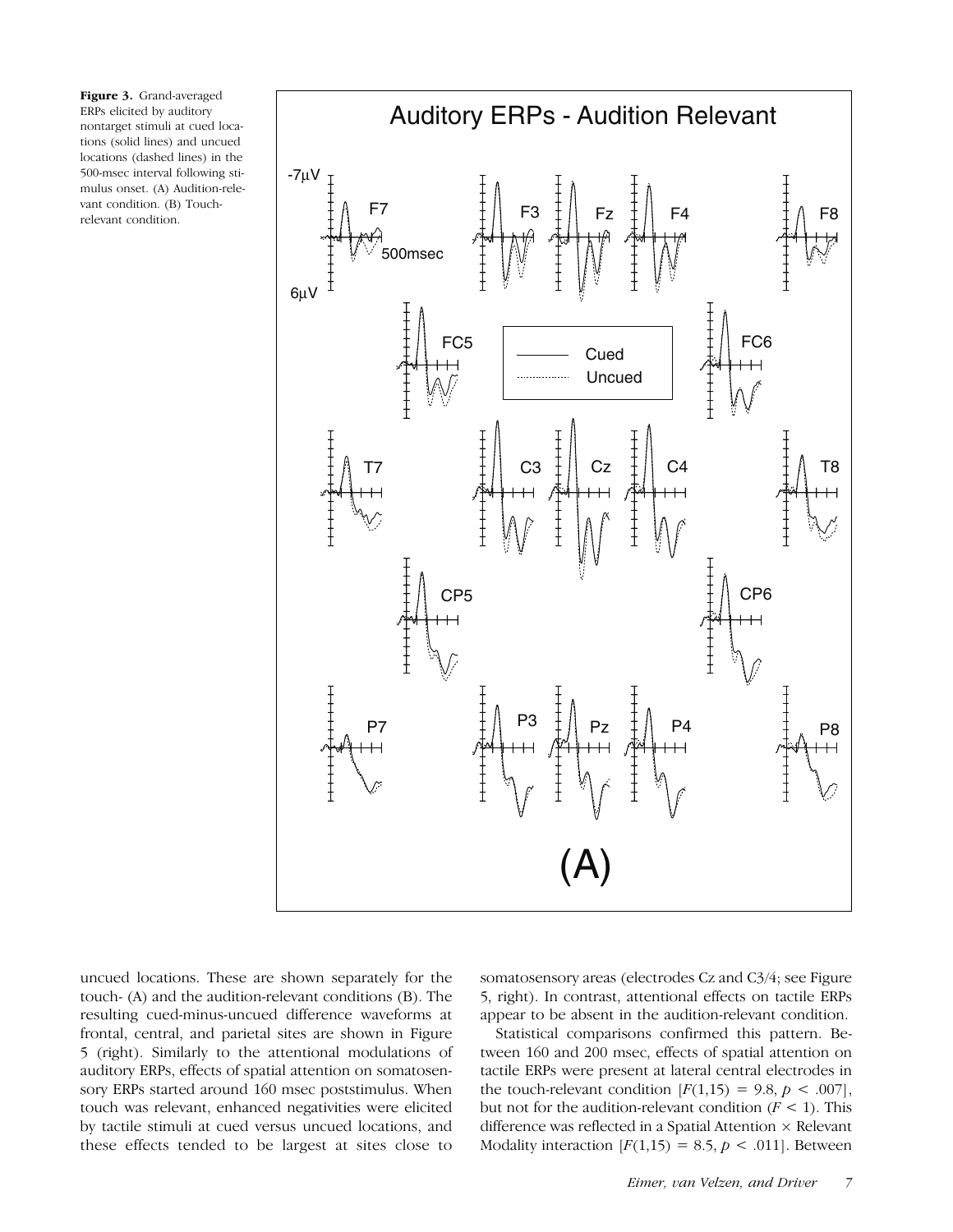**Figure 3.** Grand-averaged ERPs elicited by auditory nontarget stimuli at cued locations (solid lines) and uncued locations (dashed lines) in the 500-msec interval following stimulus onset. (A) Audition-relevant condition. (B) Touch-relevant condition.

uncued locations. These are shown separately for the touch- (A) and the audition-relevant conditions (B). The resulting cued-minus-uncued difference waveforms at frontal, central, and parietal sites are shown in Figure 5 (right). Similarly to the attentional modulations of auditory ERPs, effects of spatial attention on somatosensory ERPs started around 160 msec poststimulus. When touch was relevant, enhanced negativities were elicited by tactile stimuli at cued versus uncued locations, and these effects tended to be largest at sites close to somatosensory areas (electrodes Cz and C3/4; see Figure 5, right). In contrast, attentional effects on tactile ERPs appear to be absent in the audition-relevant condition.

Statistical comparisons confirmed this pattern. Between 160 and 200 msec, effects of spatial attention on tactile ERPs were present at lateral central electrodes in the touch-relevant condition [$F(1,15) = 9.8$, $p < .007$], but not for the audition-relevant condition ($F < 1$). This difference was reflected in a Spatial Attention × Relevant Modality interaction [$F(1,15) = 8.5$, $p < .011$]. Between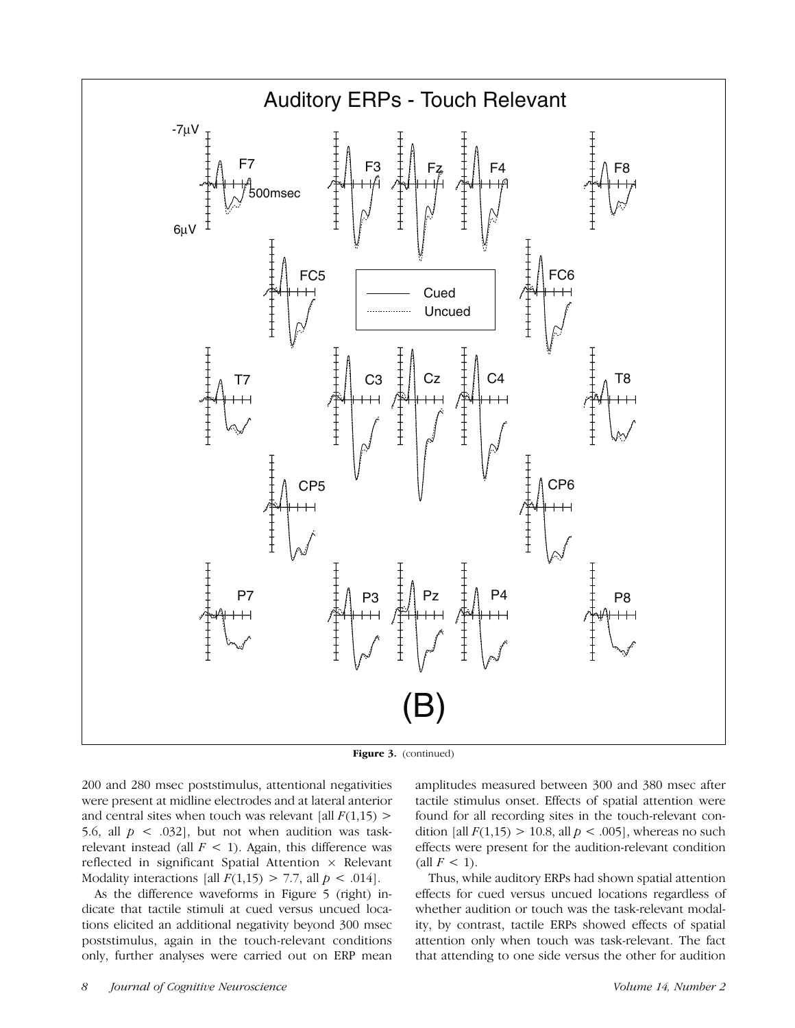**Figure 3.** (continued)

200 and 280 msec poststimulus, attentional negativities were present at midline electrodes and at lateral anterior and central sites when touch was relevant [all $F(1,15) > 5.6$, all $p < .032$], but not when audition was task-relevant instead (all $F < 1$). Again, this difference was reflected in significant Spatial Attention × Relevant Modality interactions [all $F(1,15) > 7.7$, all $p < .014$].

As the difference waveforms in Figure 5 (right) indicate that tactile stimuli at cued versus uncued locations elicited an additional negativity beyond 300 msec poststimulus, again in the touch-relevant conditions only, further analyses were carried out on ERP mean amplitudes measured between 300 and 380 msec after tactile stimulus onset. Effects of spatial attention were found for all recording sites in the touch-relevant condition [all $F(1,15) > 10.8$, all $p < .005$], whereas no such effects were present for the audition-relevant condition (all $F < 1$).

Thus, while auditory ERPs had shown spatial attention effects for cued versus uncued locations regardless of whether audition or touch was the task-relevant modality, by contrast, tactile ERPs showed effects of spatial attention only when touch was task-relevant. The fact that attending to one side versus the other for audition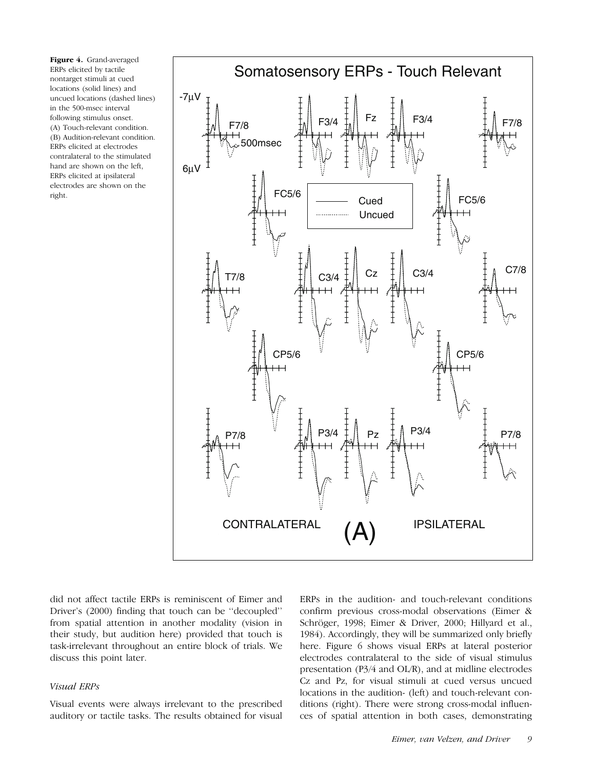**Figure 4.** Grand-averaged ERPs elicited by tactile nontarget stimuli at cued locations (solid lines) and uncued locations (dashed lines) in the 500-msec interval following stimulus onset. (A) Touch-relevant condition. (B) Audition-relevant condition. ERPs elicited at electrodes contralateral to the stimulated hand are shown on the left, ERPs elicited at ipsilateral electrodes are shown on the right.

did not affect tactile ERPs is reminiscent of Eimer and Driver's (2000) finding that touch can be "decoupled" from spatial attention in another modality (vision in their study, but audition here) provided that touch is task-irrelevant throughout an entire block of trials. We discuss this point later.

### *Visual ERPs*

Visual events were always irrelevant to the prescribed auditory or tactile tasks. The results obtained for visual ERPs in the audition- and touch-relevant conditions confirm previous cross-modal observations (Eimer & Schröger, 1998; Eimer & Driver, 2000; Hillyard et al., 1984). Accordingly, they will be summarized only briefly here. Figure 6 shows visual ERPs at lateral posterior electrodes contralateral to the side of visual stimulus presentation (P3/4 and OL/R), and at midline electrodes Cz and Pz, for visual stimuli at cued versus uncued locations in the audition- (left) and touch-relevant conditions (right). There were strong cross-modal influences of spatial attention in both cases, demonstrating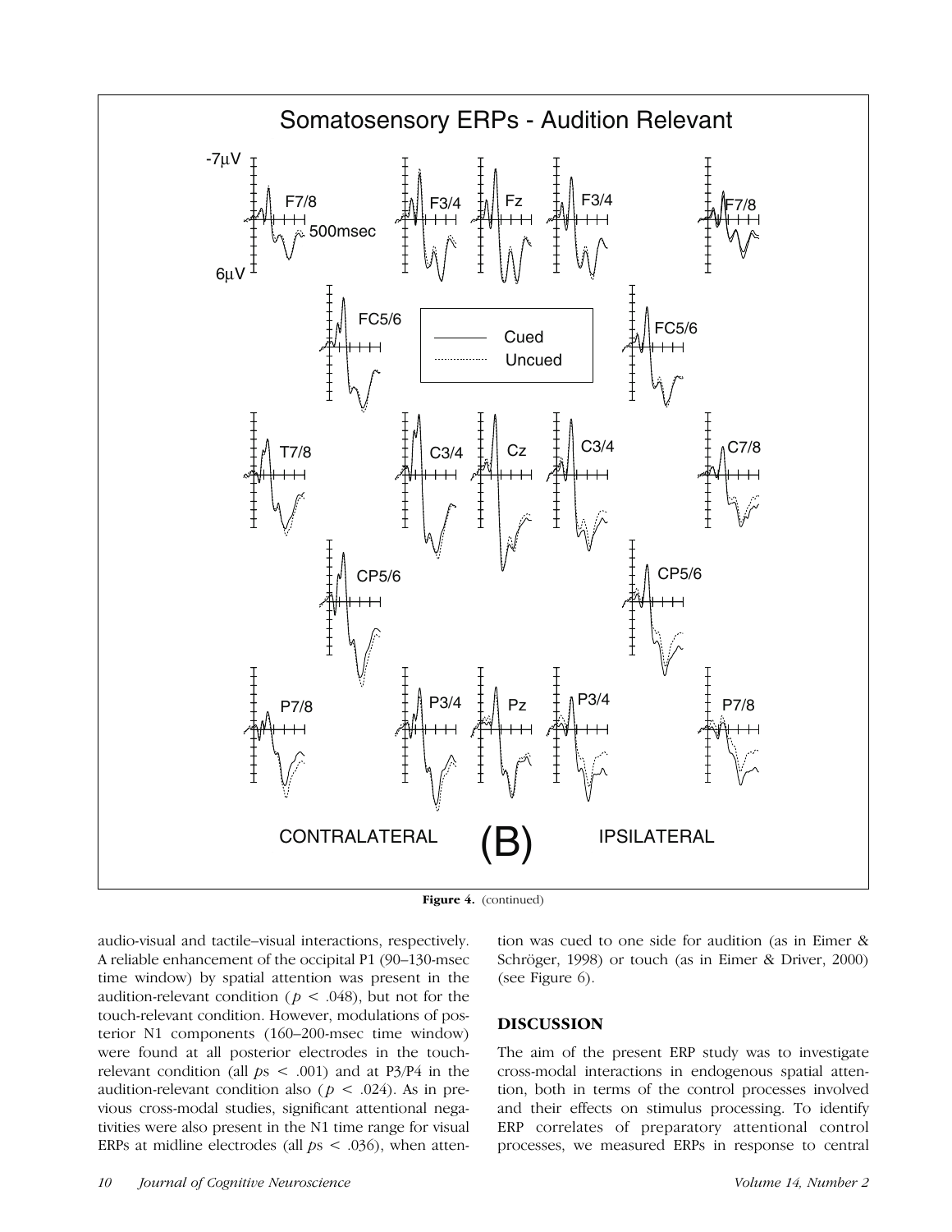Figure 4. (continued)

audio-visual and tactile–visual interactions, respectively. A reliable enhancement of the occipital P1 (90–130-msec time window) by spatial attention was present in the audition-relevant condition ($p < .048$), but not for the touch-relevant condition. However, modulations of posterior N1 components (160–200-msec time window) were found at all posterior electrodes in the touch-relevant condition (all $ps < .001$) and at P3/P4 in the audition-relevant condition also ($p < .024$). As in previous cross-modal studies, significant attentional negativities were also present in the N1 time range for visual ERPs at midline electrodes (all $ps < .036$), when attention was cued to one side for audition (as in Eimer & Schröger, 1998) or touch (as in Eimer & Driver, 2000) (see Figure 6).

## DISCUSSION

The aim of the present ERP study was to investigate cross-modal interactions in endogenous spatial attention, both in terms of the control processes involved and their effects on stimulus processing. To identify ERP correlates of preparatory attentional control processes, we measured ERPs in response to central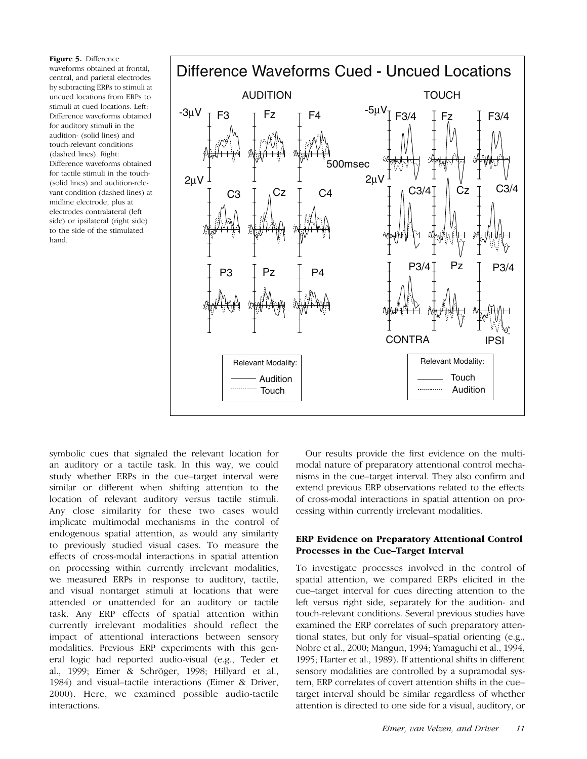**Figure 5.** Difference waveforms obtained at frontal, central, and parietal electrodes by subtracting ERPs to stimuli at uncued locations from ERPs to stimuli at cued locations. Left: Difference waveforms obtained for auditory stimuli in the audition- (solid lines) and touch-relevant conditions (dashed lines). Right: Difference waveforms obtained for tactile stimuli in the touch- (solid lines) and audition-relevant condition (dashed lines) at midline electrode, plus at electrodes contralateral (left side) or ipsilateral (right side) to the side of the stimulated hand.

symbolic cues that signaled the relevant location for an auditory or a tactile task. In this way, we could study whether ERPs in the cue–target interval were similar or different when shifting attention to the location of relevant auditory versus tactile stimuli. Any close similarity for these two cases would implicate multimodal mechanisms in the control of endogenous spatial attention, as would any similarity to previously studied visual cases. To measure the effects of cross-modal interactions in spatial attention on processing within currently irrelevant modalities, we measured ERPs in response to auditory, tactile, and visual nontarget stimuli at locations that were attended or unattended for an auditory or tactile task. Any ERP effects of spatial attention within currently irrelevant modalities should reflect the impact of attentional interactions between sensory modalities. Previous ERP experiments with this general logic had reported audio-visual (e.g., Teder et al., 1999; Eimer & Schröger, 1998; Hillyard et al., 1984) and visual–tactile interactions (Eimer & Driver, 2000). Here, we examined possible audio-tactile interactions.

Our results provide the first evidence on the multimodal nature of preparatory attentional control mechanisms in the cue–target interval. They also confirm and extend previous ERP observations related to the effects of cross-modal interactions in spatial attention on processing within currently irrelevant modalities.

### ERP Evidence on Preparatory Attentional Control Processes in the Cue–Target Interval

To investigate processes involved in the control of spatial attention, we compared ERPs elicited in the cue–target interval for cues directing attention to the left versus right side, separately for the audition- and touch-relevant conditions. Several previous studies have examined the ERP correlates of such preparatory attentional states, but only for visual–spatial orienting (e.g., Nobre et al., 2000; Mangun, 1994; Yamaguchi et al., 1994, 1995; Harter et al., 1989). If attentional shifts in different sensory modalities are controlled by a supramodal system, ERP correlates of covert attention shifts in the cue–target interval should be similar regardless of whether attention is directed to one side for a visual, auditory, or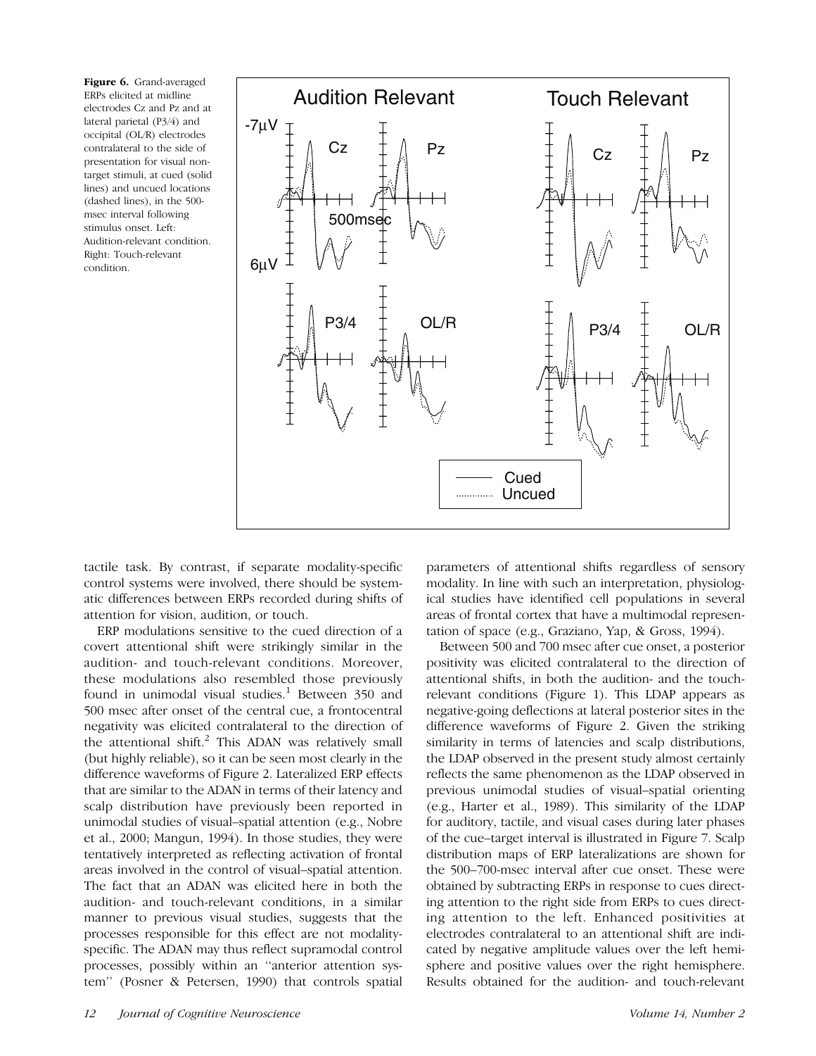**Figure 6.** Grand-averaged ERPs elicited at midline electrodes Cz and Pz and at lateral parietal (P3/4) and occipital (OL/R) electrodes contralateral to the side of presentation for visual non-target stimuli, at cued (solid lines) and uncued locations (dashed lines), in the 500-msec interval following stimulus onset. Left: Audition-relevant condition. Right: Touch-relevant condition.

tactile task. By contrast, if separate modality-specific control systems were involved, there should be systematic differences between ERPs recorded during shifts of attention for vision, audition, or touch.

ERP modulations sensitive to the cued direction of a covert attentional shift were strikingly similar in the audition- and touch-relevant conditions. Moreover, these modulations also resembled those previously found in unimodal visual studies.[1] Between 350 and 500 msec after onset of the central cue, a frontocentral negativity was elicited contralateral to the direction of the attentional shift.[2] This ADAN was relatively small (but highly reliable), so it can be seen most clearly in the difference waveforms of Figure 2. Lateralized ERP effects that are similar to the ADAN in terms of their latency and scalp distribution have previously been reported in unimodal studies of visual–spatial attention (e.g., Nobre et al., 2000; Mangun, 1994). In those studies, they were tentatively interpreted as reflecting activation of frontal areas involved in the control of visual–spatial attention. The fact that an ADAN was elicited here in both the audition- and touch-relevant conditions, in a similar manner to previous visual studies, suggests that the processes responsible for this effect are not modality-specific. The ADAN may thus reflect supramodal control processes, possibly within an "anterior attention system" (Posner & Petersen, 1990) that controls spatial parameters of attentional shifts regardless of sensory modality. In line with such an interpretation, physiological studies have identified cell populations in several areas of frontal cortex that have a multimodal representation of space (e.g., Graziano, Yap, & Gross, 1994).

Between 500 and 700 msec after cue onset, a posterior positivity was elicited contralateral to the direction of attentional shifts, in both the audition- and the touch-relevant conditions (Figure 1). This LDAP appears as negative-going deflections at lateral posterior sites in the difference waveforms of Figure 2. Given the striking similarity in terms of latencies and scalp distributions, the LDAP observed in the present study almost certainly reflects the same phenomenon as the LDAP observed in previous unimodal studies of visual–spatial orienting (e.g., Harter et al., 1989). This similarity of the LDAP for auditory, tactile, and visual cases during later phases of the cue–target interval is illustrated in Figure 7. Scalp distribution maps of ERP lateralizations are shown for the 500–700-msec interval after cue onset. These were obtained by subtracting ERPs in response to cues directing attention to the right side from ERPs to cues directing attention to the left. Enhanced positivities at electrodes contralateral to an attentional shift are indicated by negative amplitude values over the left hemisphere and positive values over the right hemisphere. Results obtained for the audition- and touch-relevant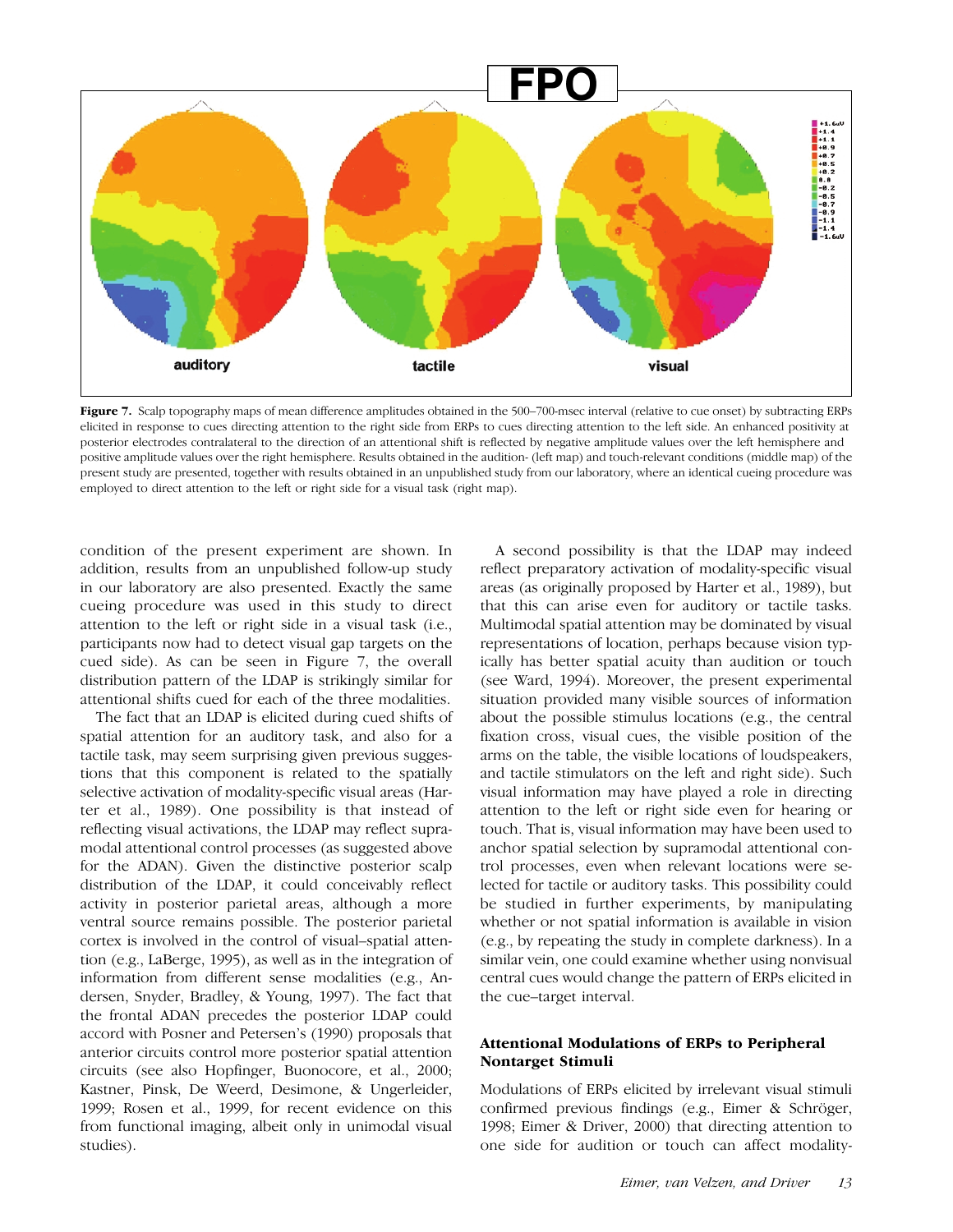**Figure 7.** Scalp topography maps of mean difference amplitudes obtained in the 500–700-msec interval (relative to cue onset) by subtracting ERPs elicited in response to cues directing attention to the right side from ERPs to cues directing attention to the left side. An enhanced positivity at posterior electrodes contralateral to the direction of an attentional shift is reflected by negative amplitude values over the left hemisphere and positive amplitude values over the right hemisphere. Results obtained in the audition- (left map) and touch-relevant conditions (middle map) of the present study are presented, together with results obtained in an unpublished study from our laboratory, where an identical cueing procedure was employed to direct attention to the left or right side for a visual task (right map).

condition of the present experiment are shown. In addition, results from an unpublished follow-up study in our laboratory are also presented. Exactly the same cueing procedure was used in this study to direct attention to the left or right side in a visual task (i.e., participants now had to detect visual gap targets on the cued side). As can be seen in Figure 7, the overall distribution pattern of the LDAP is strikingly similar for attentional shifts cued for each of the three modalities.

The fact that an LDAP is elicited during cued shifts of spatial attention for an auditory task, and also for a tactile task, may seem surprising given previous suggestions that this component is related to the spatially selective activation of modality-specific visual areas (Harter et al., 1989). One possibility is that instead of reflecting visual activations, the LDAP may reflect supramodal attentional control processes (as suggested above for the ADAN). Given the distinctive posterior scalp distribution of the LDAP, it could conceivably reflect activity in posterior parietal areas, although a more ventral source remains possible. The posterior parietal cortex is involved in the control of visual–spatial attention (e.g., LaBerge, 1995), as well as in the integration of information from different sense modalities (e.g., Andersen, Snyder, Bradley, & Young, 1997). The fact that the frontal ADAN precedes the posterior LDAP could accord with Posner and Petersen's (1990) proposals that anterior circuits control more posterior spatial attention circuits (see also Hopfinger, Buonocore, et al., 2000; Kastner, Pinsk, De Weerd, Desimone, & Ungerleider, 1999; Rosen et al., 1999, for recent evidence on this from functional imaging, albeit only in unimodal visual studies).

A second possibility is that the LDAP may indeed reflect preparatory activation of modality-specific visual areas (as originally proposed by Harter et al., 1989), but that this can arise even for auditory or tactile tasks. Multimodal spatial attention may be dominated by visual representations of location, perhaps because vision typically has better spatial acuity than audition or touch (see Ward, 1994). Moreover, the present experimental situation provided many visible sources of information about the possible stimulus locations (e.g., the central fixation cross, visual cues, the visible position of the arms on the table, the visible locations of loudspeakers, and tactile stimulators on the left and right side). Such visual information may have played a role in directing attention to the left or right side even for hearing or touch. That is, visual information may have been used to anchor spatial selection by supramodal attentional control processes, even when relevant locations were selected for tactile or auditory tasks. This possibility could be studied in further experiments, by manipulating whether or not spatial information is available in vision (e.g., by repeating the study in complete darkness). In a similar vein, one could examine whether using nonvisual central cues would change the pattern of ERPs elicited in the cue–target interval.

### Attentional Modulations of ERPs to Peripheral Nontarget Stimuli

Modulations of ERPs elicited by irrelevant visual stimuli confirmed previous findings (e.g., Eimer & Schröger, 1998; Eimer & Driver, 2000) that directing attention to one side for audition or touch can affect modality-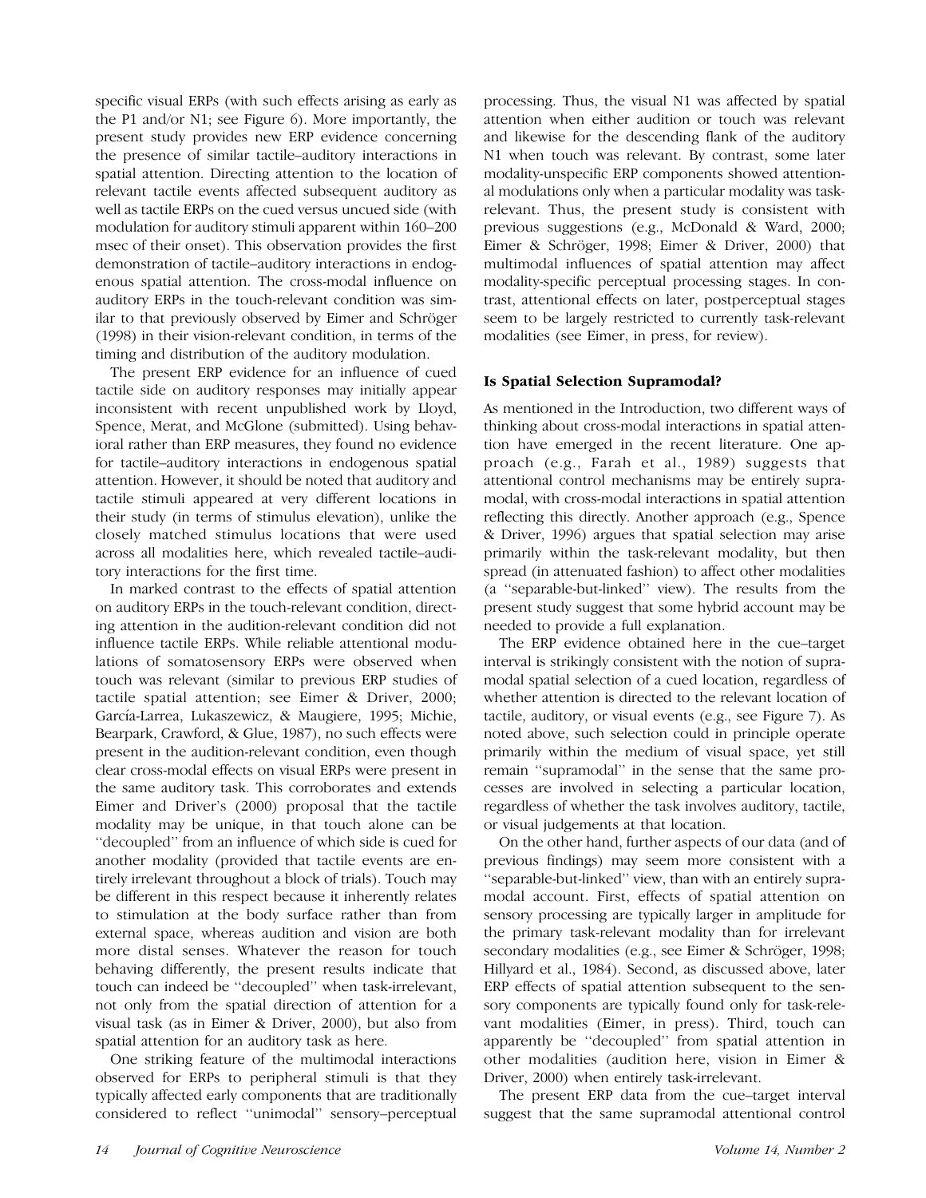specific visual ERPs (with such effects arising as early as the P1 and/or N1; see Figure 6). More importantly, the present study provides new ERP evidence concerning the presence of similar tactile–auditory interactions in spatial attention. Directing attention to the location of relevant tactile events affected subsequent auditory as well as tactile ERPs on the cued versus uncued side (with modulation for auditory stimuli apparent within 160–200 msec of their onset). This observation provides the first demonstration of tactile–auditory interactions in endogenous spatial attention. The cross-modal influence on auditory ERPs in the touch-relevant condition was similar to that previously observed by Eimer and Schröger (1998) in their vision-relevant condition, in terms of the timing and distribution of the auditory modulation.

The present ERP evidence for an influence of cued tactile side on auditory responses may initially appear inconsistent with recent unpublished work by Lloyd, Spence, Merat, and McGlone (submitted). Using behavioral rather than ERP measures, they found no evidence for tactile–auditory interactions in endogenous spatial attention. However, it should be noted that auditory and tactile stimuli appeared at very different locations in their study (in terms of stimulus elevation), unlike the closely matched stimulus locations that were used across all modalities here, which revealed tactile–auditory interactions for the first time.

In marked contrast to the effects of spatial attention on auditory ERPs in the touch-relevant condition, directing attention in the audition-relevant condition did not influence tactile ERPs. While reliable attentional modulations of somatosensory ERPs were observed when touch was relevant (similar to previous ERP studies of tactile spatial attention; see Eimer & Driver, 2000; García-Larrea, Lukaszewicz, & Maugiere, 1995; Michie, Bearpark, Crawford, & Glue, 1987), no such effects were present in the audition-relevant condition, even though clear cross-modal effects on visual ERPs were present in the same auditory task. This corroborates and extends Eimer and Driver's (2000) proposal that the tactile modality may be unique, in that touch alone can be ''decoupled'' from an influence of which side is cued for another modality (provided that tactile events are entirely irrelevant throughout a block of trials). Touch may be different in this respect because it inherently relates to stimulation at the body surface rather than from external space, whereas audition and vision are both more distal senses. Whatever the reason for touch behaving differently, the present results indicate that touch can indeed be ''decoupled'' when task-irrelevant, not only from the spatial direction of attention for a visual task (as in Eimer & Driver, 2000), but also from spatial attention for an auditory task as here.

One striking feature of the multimodal interactions observed for ERPs to peripheral stimuli is that they typically affected early components that are traditionally considered to reflect ''unimodal'' sensory–perceptual processing. Thus, the visual N1 was affected by spatial attention when either audition or touch was relevant and likewise for the descending flank of the auditory N1 when touch was relevant. By contrast, some later modality-unspecific ERP components showed attentional modulations only when a particular modality was task-relevant. Thus, the present study is consistent with previous suggestions (e.g., McDonald & Ward, 2000; Eimer & Schröger, 1998; Eimer & Driver, 2000) that multimodal influences of spatial attention may affect modality-specific perceptual processing stages. In contrast, attentional effects on later, postperceptual stages seem to be largely restricted to currently task-relevant modalities (see Eimer, in press, for review).

### Is Spatial Selection Supramodal?

As mentioned in the Introduction, two different ways of thinking about cross-modal interactions in spatial attention have emerged in the recent literature. One approach (e.g., Farah et al., 1989) suggests that attentional control mechanisms may be entirely supramodal, with cross-modal interactions in spatial attention reflecting this directly. Another approach (e.g., Spence & Driver, 1996) argues that spatial selection may arise primarily within the task-relevant modality, but then spread (in attenuated fashion) to affect other modalities (a ''separable-but-linked'' view). The results from the present study suggest that some hybrid account may be needed to provide a full explanation.

The ERP evidence obtained here in the cue–target interval is strikingly consistent with the notion of supramodal spatial selection of a cued location, regardless of whether attention is directed to the relevant location of tactile, auditory, or visual events (e.g., see Figure 7). As noted above, such selection could in principle operate primarily within the medium of visual space, yet still remain ''supramodal'' in the sense that the same processes are involved in selecting a particular location, regardless of whether the task involves auditory, tactile, or visual judgements at that location.

On the other hand, further aspects of our data (and of previous findings) may seem more consistent with a ''separable-but-linked'' view, than with an entirely supramodal account. First, effects of spatial attention on sensory processing are typically larger in amplitude for the primary task-relevant modality than for irrelevant secondary modalities (e.g., see Eimer & Schröger, 1998; Hillyard et al., 1984). Second, as discussed above, later ERP effects of spatial attention subsequent to the sensory components are typically found only for task-relevant modalities (Eimer, in press). Third, touch can apparently be ''decoupled'' from spatial attention in other modalities (audition here, vision in Eimer & Driver, 2000) when entirely task-irrelevant.

The present ERP data from the cue–target interval suggest that the same supramodal attentional control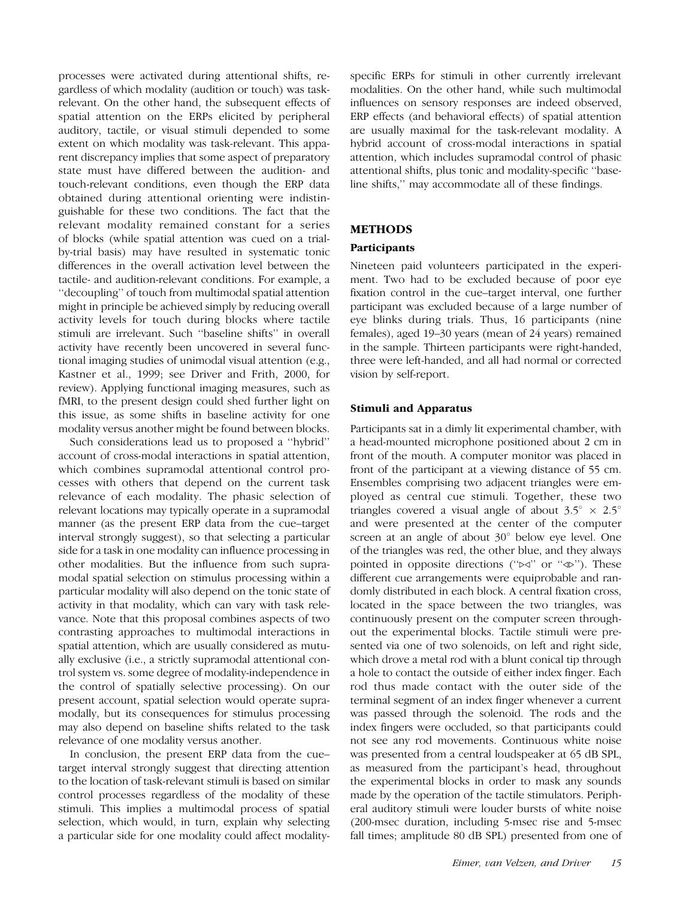processes were activated during attentional shifts, regardless of which modality (audition or touch) was task-relevant. On the other hand, the subsequent effects of spatial attention on the ERPs elicited by peripheral auditory, tactile, or visual stimuli depended to some extent on which modality was task-relevant. This apparent discrepancy implies that some aspect of preparatory state must have differed between the audition- and touch-relevant conditions, even though the ERP data obtained during attentional orienting were indistinguishable for these two conditions. The fact that the relevant modality remained constant for a series of blocks (while spatial attention was cued on a trial-by-trial basis) may have resulted in systematic tonic differences in the overall activation level between the tactile- and audition-relevant conditions. For example, a ''decoupling'' of touch from multimodal spatial attention might in principle be achieved simply by reducing overall activity levels for touch during blocks where tactile stimuli are irrelevant. Such ''baseline shifts'' in overall activity have recently been uncovered in several functional imaging studies of unimodal visual attention (e.g., Kastner et al., 1999; see Driver and Frith, 2000, for review). Applying functional imaging measures, such as fMRI, to the present design could shed further light on this issue, as some shifts in baseline activity for one modality versus another might be found between blocks.

Such considerations lead us to proposed a ''hybrid'' account of cross-modal interactions in spatial attention, which combines supramodal attentional control processes with others that depend on the current task relevance of each modality. The phasic selection of relevant locations may typically operate in a supramodal manner (as the present ERP data from the cue–target interval strongly suggest), so that selecting a particular side for a task in one modality can influence processing in other modalities. But the influence from such supramodal spatial selection on stimulus processing within a particular modality will also depend on the tonic state of activity in that modality, which can vary with task relevance. Note that this proposal combines aspects of two contrasting approaches to multimodal interactions in spatial attention, which are usually considered as mutually exclusive (i.e., a strictly supramodal attentional control system vs. some degree of modality-independence in the control of spatially selective processing). On our present account, spatial selection would operate supramodally, but its consequences for stimulus processing may also depend on baseline shifts related to the task relevance of one modality versus another.

In conclusion, the present ERP data from the cue–target interval strongly suggest that directing attention to the location of task-relevant stimuli is based on similar control processes regardless of the modality of these stimuli. This implies a multimodal process of spatial selection, which would, in turn, explain why selecting a particular side for one modality could affect modality-specific ERPs for stimuli in other currently irrelevant modalities. On the other hand, while such multimodal influences on sensory responses are indeed observed, ERP effects (and behavioral effects) of spatial attention are usually maximal for the task-relevant modality. A hybrid account of cross-modal interactions in spatial attention, which includes supramodal control of phasic attentional shifts, plus tonic and modality-specific ''baseline shifts,'' may accommodate all of these findings.

## METHODS

### Participants

Nineteen paid volunteers participated in the experiment. Two had to be excluded because of poor eye fixation control in the cue–target interval, one further participant was excluded because of a large number of eye blinks during trials. Thus, 16 participants (nine females), aged 19–30 years (mean of 24 years) remained in the sample. Thirteen participants were right-handed, three were left-handed, and all had normal or corrected vision by self-report.

### Stimuli and Apparatus

Participants sat in a dimly lit experimental chamber, with a head-mounted microphone positioned about 2 cm in front of the mouth. A computer monitor was placed in front of the participant at a viewing distance of 55 cm. Ensembles comprising two adjacent triangles were employed as central cue stimuli. Together, these two triangles covered a visual angle of about $3.5^\circ \times 2.5^\circ$ and were presented at the center of the computer screen at an angle of about $30^\circ$ below eye level. One of the triangles was red, the other blue, and they always pointed in opposite directions (''▷◁'' or ''◁▷''). These different cue arrangements were equiprobable and randomly distributed in each block. A central fixation cross, located in the space between the two triangles, was continuously present on the computer screen throughout the experimental blocks. Tactile stimuli were presented via one of two solenoids, on left and right side, which drove a metal rod with a blunt conical tip through a hole to contact the outside of either index finger. Each rod thus made contact with the outer side of the terminal segment of an index finger whenever a current was passed through the solenoid. The rods and the index fingers were occluded, so that participants could not see any rod movements. Continuous white noise was presented from a central loudspeaker at 65 dB SPL, as measured from the participant's head, throughout the experimental blocks in order to mask any sounds made by the operation of the tactile stimulators. Peripheral auditory stimuli were louder bursts of white noise (200-msec duration, including 5-msec rise and 5-msec fall times; amplitude 80 dB SPL) presented from one of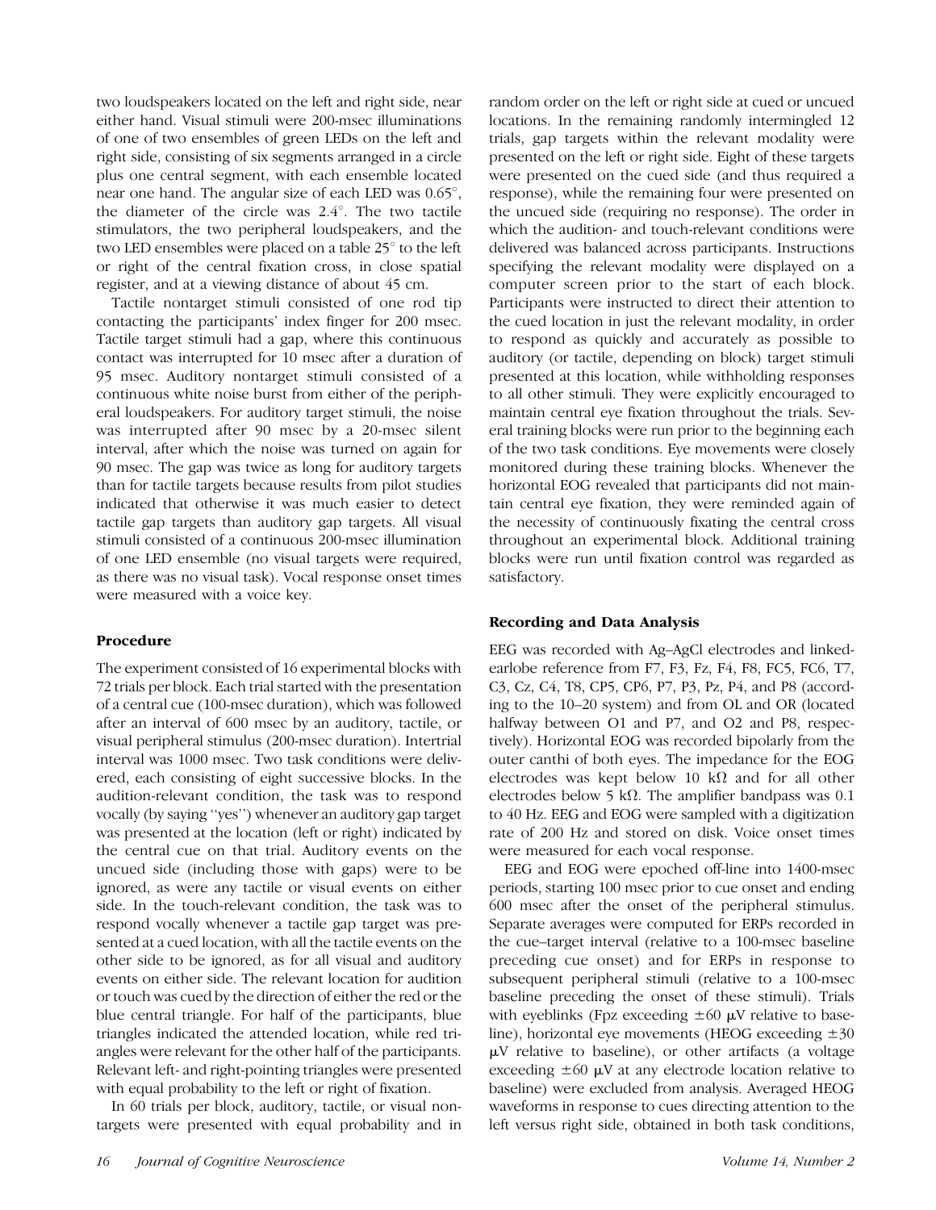two loudspeakers located on the left and right side, near either hand. Visual stimuli were 200-msec illuminations of one of two ensembles of green LEDs on the left and right side, consisting of six segments arranged in a circle plus one central segment, with each ensemble located near one hand. The angular size of each LED was 0.65°, the diameter of the circle was 2.4°. The two tactile stimulators, the two peripheral loudspeakers, and the two LED ensembles were placed on a table 25° to the left or right of the central fixation cross, in close spatial register, and at a viewing distance of about 45 cm.

Tactile nontarget stimuli consisted of one rod tip contacting the participants' index finger for 200 msec. Tactile target stimuli had a gap, where this continuous contact was interrupted for 10 msec after a duration of 95 msec. Auditory nontarget stimuli consisted of a continuous white noise burst from either of the peripheral loudspeakers. For auditory target stimuli, the noise was interrupted after 90 msec by a 20-msec silent interval, after which the noise was turned on again for 90 msec. The gap was twice as long for auditory targets than for tactile targets because results from pilot studies indicated that otherwise it was much easier to detect tactile gap targets than auditory gap targets. All visual stimuli consisted of a continuous 200-msec illumination of one LED ensemble (no visual targets were required, as there was no visual task). Vocal response onset times were measured with a voice key.

## Procedure

The experiment consisted of 16 experimental blocks with 72 trials per block. Each trial started with the presentation of a central cue (100-msec duration), which was followed after an interval of 600 msec by an auditory, tactile, or visual peripheral stimulus (200-msec duration). Intertrial interval was 1000 msec. Two task conditions were delivered, each consisting of eight successive blocks. In the audition-relevant condition, the task was to respond vocally (by saying ''yes'') whenever an auditory gap target was presented at the location (left or right) indicated by the central cue on that trial. Auditory events on the uncued side (including those with gaps) were to be ignored, as were any tactile or visual events on either side. In the touch-relevant condition, the task was to respond vocally whenever a tactile gap target was presented at a cued location, with all the tactile events on the other side to be ignored, as for all visual and auditory events on either side. The relevant location for audition or touch was cued by the direction of either the red or the blue central triangle. For half of the participants, blue triangles indicated the attended location, while red triangles were relevant for the other half of the participants. Relevant left- and right-pointing triangles were presented with equal probability to the left or right of fixation.

In 60 trials per block, auditory, tactile, or visual nontargets were presented with equal probability and in random order on the left or right side at cued or uncued locations. In the remaining randomly intermingled 12 trials, gap targets within the relevant modality were presented on the left or right side. Eight of these targets were presented on the cued side (and thus required a response), while the remaining four were presented on the uncued side (requiring no response). The order in which the audition- and touch-relevant conditions were delivered was balanced across participants. Instructions specifying the relevant modality were displayed on a computer screen prior to the start of each block. Participants were instructed to direct their attention to the cued location in just the relevant modality, in order to respond as quickly and accurately as possible to auditory (or tactile, depending on block) target stimuli presented at this location, while withholding responses to all other stimuli. They were explicitly encouraged to maintain central eye fixation throughout the trials. Several training blocks were run prior to the beginning each of the two task conditions. Eye movements were closely monitored during these training blocks. Whenever the horizontal EOG revealed that participants did not maintain central eye fixation, they were reminded again of the necessity of continuously fixating the central cross throughout an experimental block. Additional training blocks were run until fixation control was regarded as satisfactory.

## Recording and Data Analysis

EEG was recorded with Ag–AgCl electrodes and linked-earlobe reference from F7, F3, Fz, F4, F8, FC5, FC6, T7, C3, Cz, C4, T8, CP5, CP6, P7, P3, Pz, P4, and P8 (according to the 10–20 system) and from OL and OR (located halfway between O1 and P7, and O2 and P8, respectively). Horizontal EOG was recorded bipolarly from the outer canthi of both eyes. The impedance for the EOG electrodes was kept below 10 kΩ and for all other electrodes below 5 kΩ. The amplifier bandpass was 0.1 to 40 Hz. EEG and EOG were sampled with a digitization rate of 200 Hz and stored on disk. Voice onset times were measured for each vocal response.

EEG and EOG were epoched off-line into 1400-msec periods, starting 100 msec prior to cue onset and ending 600 msec after the onset of the peripheral stimulus. Separate averages were computed for ERPs recorded in the cue–target interval (relative to a 100-msec baseline preceding cue onset) and for ERPs in response to subsequent peripheral stimuli (relative to a 100-msec baseline preceding the onset of these stimuli). Trials with eyeblinks (Fpz exceeding ±60 μV relative to baseline), horizontal eye movements (HEOG exceeding ±30 μV relative to baseline), or other artifacts (a voltage exceeding ±60 μV at any electrode location relative to baseline) were excluded from analysis. Averaged HEOG waveforms in response to cues directing attention to the left versus right side, obtained in both task conditions,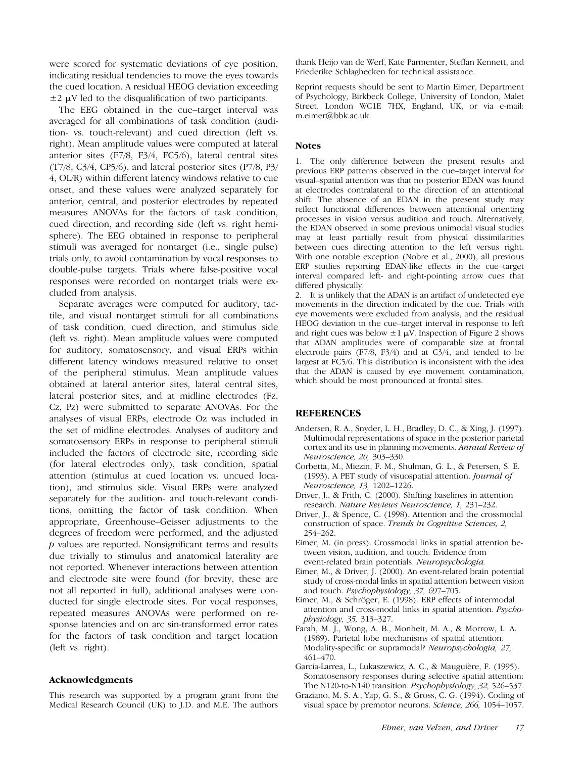were scored for systematic deviations of eye position, indicating residual tendencies to move the eyes towards the cued location. A residual HEOG deviation exceeding $\pm 2\ \mu V$ led to the disqualification of two participants.

The EEG obtained in the cue–target interval was averaged for all combinations of task condition (audition- vs. touch-relevant) and cued direction (left vs. right). Mean amplitude values were computed at lateral anterior sites (F7/8, F3/4, FC5/6), lateral central sites (T7/8, C3/4, CP5/6), and lateral posterior sites (P7/8, P3/4, OL/R) within different latency windows relative to cue onset, and these values were analyzed separately for anterior, central, and posterior electrodes by repeated measures ANOVAs for the factors of task condition, cued direction, and recording side (left vs. right hemisphere). The EEG obtained in response to peripheral stimuli was averaged for nontarget (i.e., single pulse) trials only, to avoid contamination by vocal responses to double-pulse targets. Trials where false-positive vocal responses were recorded on nontarget trials were excluded from analysis.

Separate averages were computed for auditory, tactile, and visual nontarget stimuli for all combinations of task condition, cued direction, and stimulus side (left vs. right). Mean amplitude values were computed for auditory, somatosensory, and visual ERPs within different latency windows measured relative to onset of the peripheral stimulus. Mean amplitude values obtained at lateral anterior sites, lateral central sites, lateral posterior sites, and at midline electrodes (Fz, Cz, Pz) were submitted to separate ANOVAs. For the analyses of visual ERPs, electrode Oz was included in the set of midline electrodes. Analyses of auditory and somatosensory ERPs in response to peripheral stimuli included the factors of electrode site, recording side (for lateral electrodes only), task condition, spatial attention (stimulus at cued location vs. uncued location), and stimulus side. Visual ERPs were analyzed separately for the audition- and touch-relevant conditions, omitting the factor of task condition. When appropriate, Greenhouse–Geisser adjustments to the degrees of freedom were performed, and the adjusted $p$ values are reported. Nonsignificant terms and results due trivially to stimulus and anatomical laterality are not reported. Whenever interactions between attention and electrode site were found (for brevity, these are not all reported in full), additional analyses were conducted for single electrode sites. For vocal responses, repeated measures ANOVAs were performed on response latencies and on arc sin-transformed error rates for the factors of task condition and target location (left vs. right).

## Acknowledgments

This research was supported by a program grant from the Medical Research Council (UK) to J.D. and M.E. The authors thank Heijo van de Werf, Kate Parmenter, Steffan Kennett, and Friederike Schlaghecken for technical assistance.

Reprint requests should be sent to Martin Eimer, Department of Psychology, Birkbeck College, University of London, Malet Street, London WC1E 7HX, England, UK, or via e-mail: m.eimer@bbk.ac.uk.

## Notes

1. The only difference between the present results and previous ERP patterns observed in the cue–target interval for visual–spatial attention was that no posterior EDAN was found at electrodes contralateral to the direction of an attentional shift. The absence of an EDAN in the present study may reflect functional differences between attentional orienting processes in vision versus audition and touch. Alternatively, the EDAN observed in some previous unimodal visual studies may at least partially result from physical dissimilarities between cues directing attention to the left versus right. With one notable exception (Nobre et al., 2000), all previous ERP studies reporting EDAN-like effects in the cue–target interval compared left- and right-pointing arrow cues that differed physically.

2. It is unlikely that the ADAN is an artifact of undetected eye movements in the direction indicated by the cue. Trials with eye movements were excluded from analysis, and the residual HEOG deviation in the cue–target interval in response to left and right cues was below $\pm 1\ \mu V$. Inspection of Figure 2 shows that ADAN amplitudes were of comparable size at frontal electrode pairs (F7/8, F3/4) and at C3/4, and tended to be largest at FC5/6. This distribution is inconsistent with the idea that the ADAN is caused by eye movement contamination, which should be most pronounced at frontal sites.

## REFERENCES

Andersen, R. A., Snyder, L. H., Bradley, D. C., & Xing, J. (1997). Multimodal representations of space in the posterior parietal cortex and its use in planning movements. *Annual Review of Neuroscience, 20,* 303–330.

Corbetta, M., Miezin, F. M., Shulman, G. L., & Petersen, S. E. (1993). A PET study of visuospatial attention. *Journal of Neuroscience, 13,* 1202–1226.

Driver, J., & Frith, C. (2000). Shifting baselines in attention research. *Nature Reviews Neuroscience, 1,* 231–232.

Driver, J., & Spence, C. (1998). Attention and the crossmodal construction of space. *Trends in Cognitive Sciences, 2,* 254–262.

Eimer, M. (in press). Crossmodal links in spatial attention between vision, audition, and touch: Evidence from event-related brain potentials. *Neuropsychologia.*

Eimer, M., & Driver, J. (2000). An event-related brain potential study of cross-modal links in spatial attention between vision and touch. *Psychophysiology, 37,* 697–705.

Eimer, M., & Schröger, E. (1998). ERP effects of intermodal attention and cross-modal links in spatial attention. *Psychophysiology, 35,* 313–327.

Farah, M. J., Wong, A. B., Monheit, M. A., & Morrow, L. A. (1989). Parietal lobe mechanisms of spatial attention: Modality-specific or supramodal? *Neuropsychologia, 27,* 461–470.

García-Larrea, L., Lukaszewicz, A. C., & Mauguière, F. (1995). Somatosensory responses during selective spatial attention: The N120-to-N140 transition. *Psychophysiology, 32,* 526–537.

Graziano, M. S. A., Yap, G. S., & Gross, C. G. (1994). Coding of visual space by premotor neurons. *Science, 266,* 1054–1057.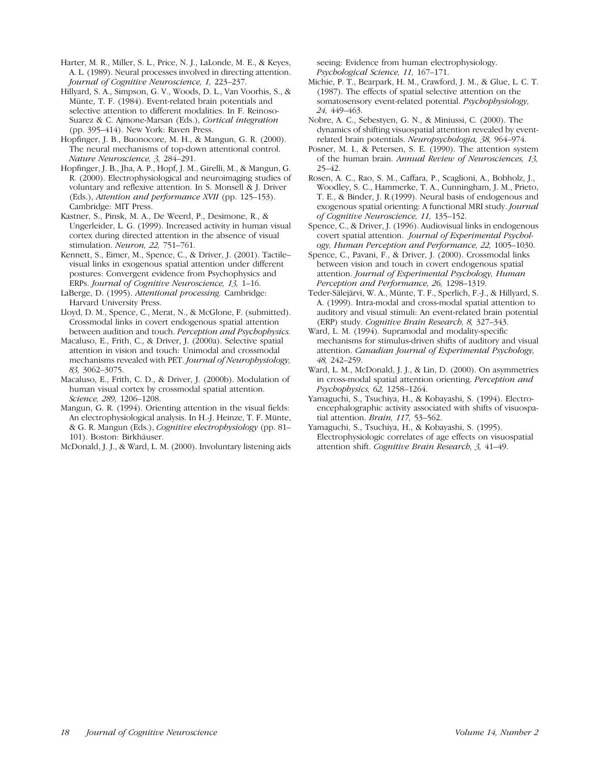Harter, M. R., Miller, S. L., Price, N. J., LaLonde, M. E., & Keyes, A. L. (1989). Neural processes involved in directing attention. *Journal of Cognitive Neuroscience, 1,* 223–237.

Hillyard, S. A., Simpson, G. V., Woods, D. L., Van Voorhis, S., & Münte, T. F. (1984). Event-related brain potentials and selective attention to different modalities. In F. Reinoso-Suarez & C. Ajmone-Marsan (Eds.), *Cortical integration* (pp. 395–414). New York: Raven Press.

Hopfinger, J. B., Buonocore, M. H., & Mangun, G. R. (2000). The neural mechanisms of top-down attentional control. *Nature Neuroscience, 3,* 284–291.

Hopfinger, J. B., Jha, A. P., Hopf, J. M., Girelli, M., & Mangun, G. R. (2000). Electrophysiological and neuroimaging studies of voluntary and reflexive attention. In S. Monsell & J. Driver (Eds.), *Attention and performance XVII* (pp. 125–153). Cambridge: MIT Press.

Kastner, S., Pinsk, M. A., De Weerd, P., Desimone, R., & Ungerleider, L. G. (1999). Increased activity in human visual cortex during directed attention in the absence of visual stimulation. *Neuron, 22,* 751–761.

Kennett, S., Eimer, M., Spence, C., & Driver, J. (2001). Tactile–visual links in exogenous spatial attention under different postures: Convergent evidence from Psychophysics and ERPs. *Journal of Cognitive Neuroscience, 13,* 1–16.

LaBerge, D. (1995). *Attentional processing.* Cambridge: Harvard University Press.

Lloyd, D. M., Spence, C., Merat, N., & McGlone, F. (submitted). Crossmodal links in covert endogenous spatial attention between audition and touch. *Perception and Psychophysics.*

Macaluso, E., Frith, C., & Driver, J. (2000a). Selective spatial attention in vision and touch: Unimodal and crossmodal mechanisms revealed with PET. *Journal of Neurophysiology, 83,* 3062–3075.

Macaluso, E., Frith, C. D., & Driver, J. (2000b). Modulation of human visual cortex by crossmodal spatial attention. *Science, 289,* 1206–1208.

Mangun, G. R. (1994). Orienting attention in the visual fields: An electrophysiological analysis. In H.-J. Heinze, T. F. Münte, & G. R. Mangun (Eds.), *Cognitive electrophysiology* (pp. 81–101). Boston: Birkhäuser.

McDonald, J. J., & Ward, L. M. (2000). Involuntary listening aids seeing: Evidence from human electrophysiology. *Psychological Science, 11,* 167–171.

Michie, P. T., Bearpark, H. M., Crawford, J. M., & Glue, L. C. T. (1987). The effects of spatial selective attention on the somatosensory event-related potential. *Psychophysiology, 24,* 449–463.

Nobre, A. C., Sebestyen, G. N., & Miniussi, C. (2000). The dynamics of shifting visuospatial attention revealed by event-related brain potentials. *Neuropsychologia, 38,* 964–974.

Posner, M. I., & Petersen, S. E. (1990). The attention system of the human brain. *Annual Review of Neurosciences, 13,* 25–42.

Rosen, A. C., Rao, S. M., Caffara, P., Scaglioni, A., Bobholz, J., Woodley, S. C., Hammerke, T. A., Cunningham, J. M., Prieto, T. E., & Binder, J. R.(1999). Neural basis of endogenous and exogenous spatial orienting: A functional MRI study. *Journal of Cognitive Neuroscience, 11,* 135–152.

Spence, C., & Driver, J. (1996). Audiovisual links in endogenous covert spatial attention. *Journal of Experimental Psychology, Human Perception and Performance, 22,* 1005–1030.

Spence, C., Pavani, F., & Driver, J. (2000). Crossmodal links between vision and touch in covert endogenous spatial attention. *Journal of Experimental Psychology, Human Perception and Performance, 26,* 1298–1319.

Teder-Sälejärvi, W. A., Münte, T. F., Sperlich, F.-J., & Hillyard, S. A. (1999). Intra-modal and cross-modal spatial attention to auditory and visual stimuli: An event-related brain potential (ERP) study. *Cognitive Brain Research, 8,* 327–343.

Ward, L. M. (1994). Supramodal and modality-specific mechanisms for stimulus-driven shifts of auditory and visual attention. *Canadian Journal of Experimental Psychology, 48,* 242–259.

Ward, L. M., McDonald, J. J., & Lin, D. (2000). On asymmetries in cross-modal spatial attention orienting. *Perception and Psychophysics, 62,* 1258–1264.

Yamaguchi, S., Tsuchiya, H., & Kobayashi, S. (1994). Electroencephalographic activity associated with shifts of visuospatial attention. *Brain, 117,* 53–562.

Yamaguchi, S., Tsuchiya, H., & Kobayashi, S. (1995). Electrophysiologic correlates of age effects on visuospatial attention shift. *Cognitive Brain Research, 3,* 41–49.